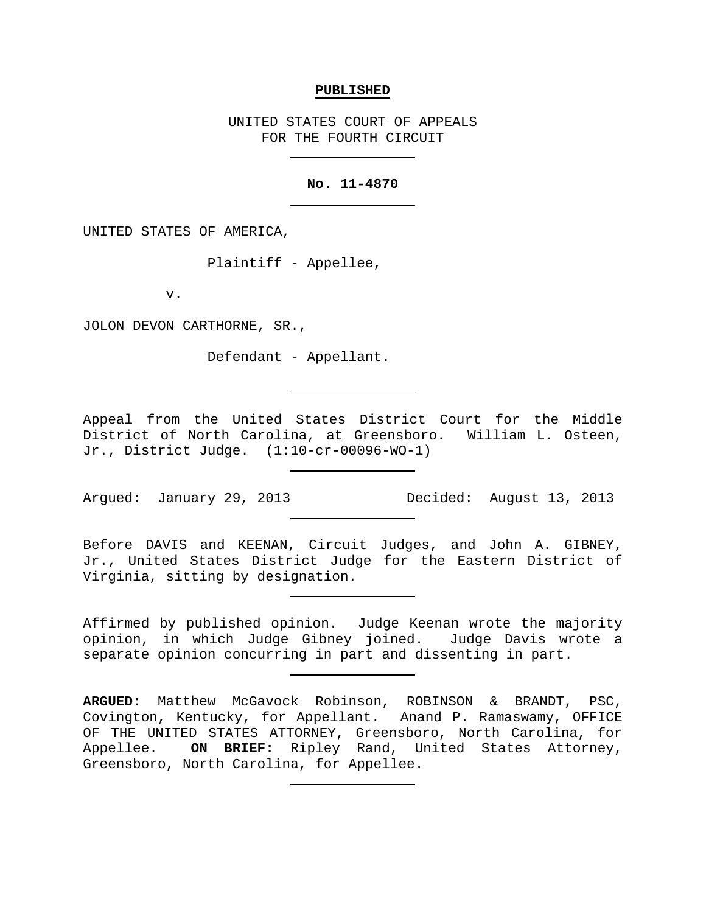**PUBLISHED**

UNITED STATES COURT OF APPEALS
FOR THE FOURTH CIRCUIT

---

**No. 11-4870**

---

UNITED STATES OF AMERICA,

Plaintiff - Appellee,

v.

JOLON DEVON CARTHORNE, SR.,

Defendant - Appellant.

---

Appeal from the United States District Court for the Middle District of North Carolina, at Greensboro. William L. Osteen, Jr., District Judge. (1:10-cr-00096-WO-1)

---

Argued: January 29, 2013 Decided: August 13, 2013

---

Before DAVIS and KEENAN, Circuit Judges, and John A. GIBNEY, Jr., United States District Judge for the Eastern District of Virginia, sitting by designation.

---

Affirmed by published opinion. Judge Keenan wrote the majority opinion, in which Judge Gibney joined. Judge Davis wrote a separate opinion concurring in part and dissenting in part.

---

**ARGUED:** Matthew McGavock Robinson, ROBINSON & BRANDT, PSC, Covington, Kentucky, for Appellant. Anand P. Ramaswamy, OFFICE OF THE UNITED STATES ATTORNEY, Greensboro, North Carolina, for Appellee. **ON BRIEF:** Ripley Rand, United States Attorney, Greensboro, North Carolina, for Appellee.

---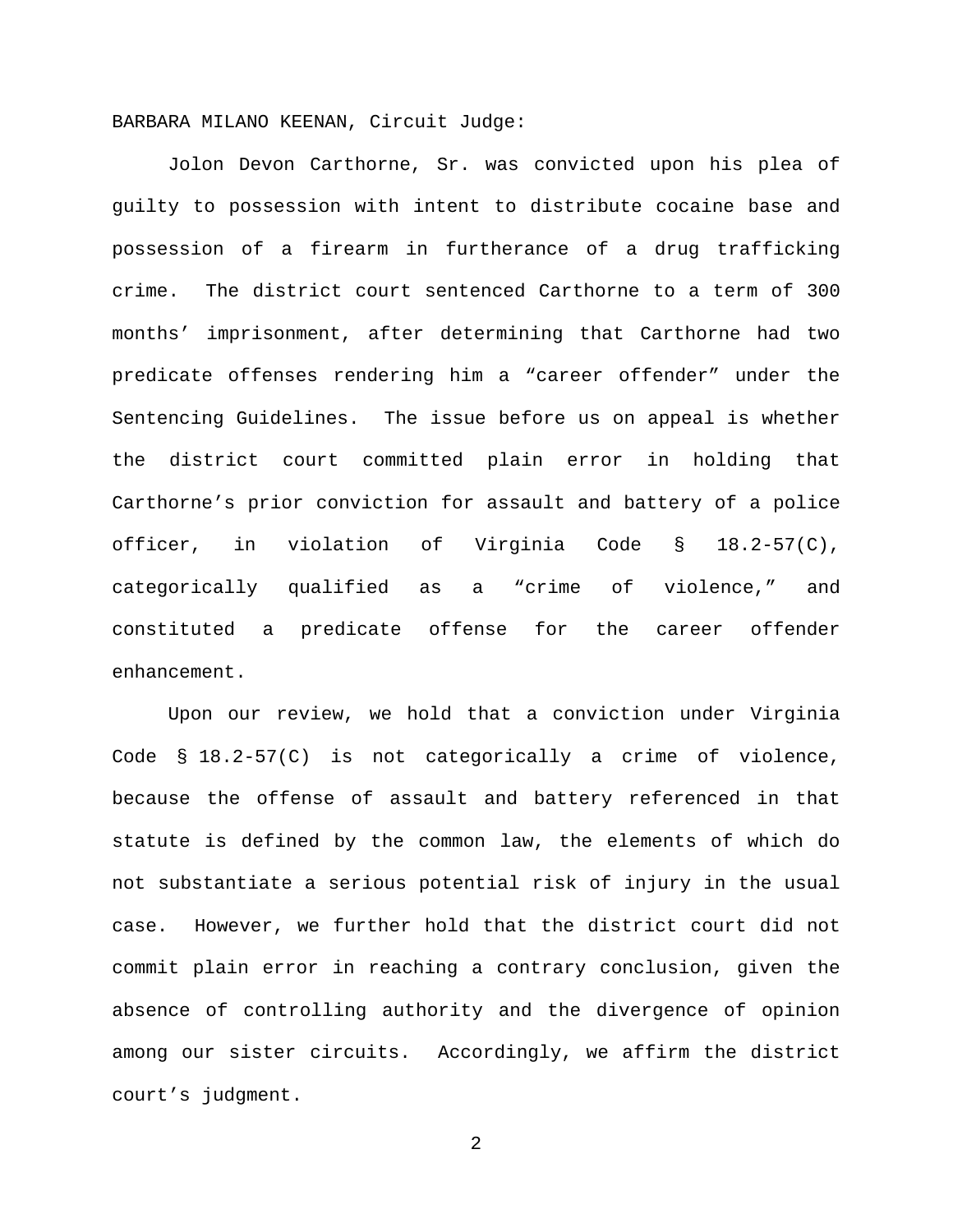BARBARA MILANO KEENAN, Circuit Judge:

Jolon Devon Carthorne, Sr. was convicted upon his plea of guilty to possession with intent to distribute cocaine base and possession of a firearm in furtherance of a drug trafficking crime. The district court sentenced Carthorne to a term of 300 months' imprisonment, after determining that Carthorne had two predicate offenses rendering him a "career offender" under the Sentencing Guidelines. The issue before us on appeal is whether the district court committed plain error in holding that Carthorne's prior conviction for assault and battery of a police officer, in violation of Virginia Code § 18.2-57(C), categorically qualified as a "crime of violence," and constituted a predicate offense for the career offender enhancement.

Upon our review, we hold that a conviction under Virginia Code § 18.2-57(C) is not categorically a crime of violence, because the offense of assault and battery referenced in that statute is defined by the common law, the elements of which do not substantiate a serious potential risk of injury in the usual case. However, we further hold that the district court did not commit plain error in reaching a contrary conclusion, given the absence of controlling authority and the divergence of opinion among our sister circuits. Accordingly, we affirm the district court's judgment.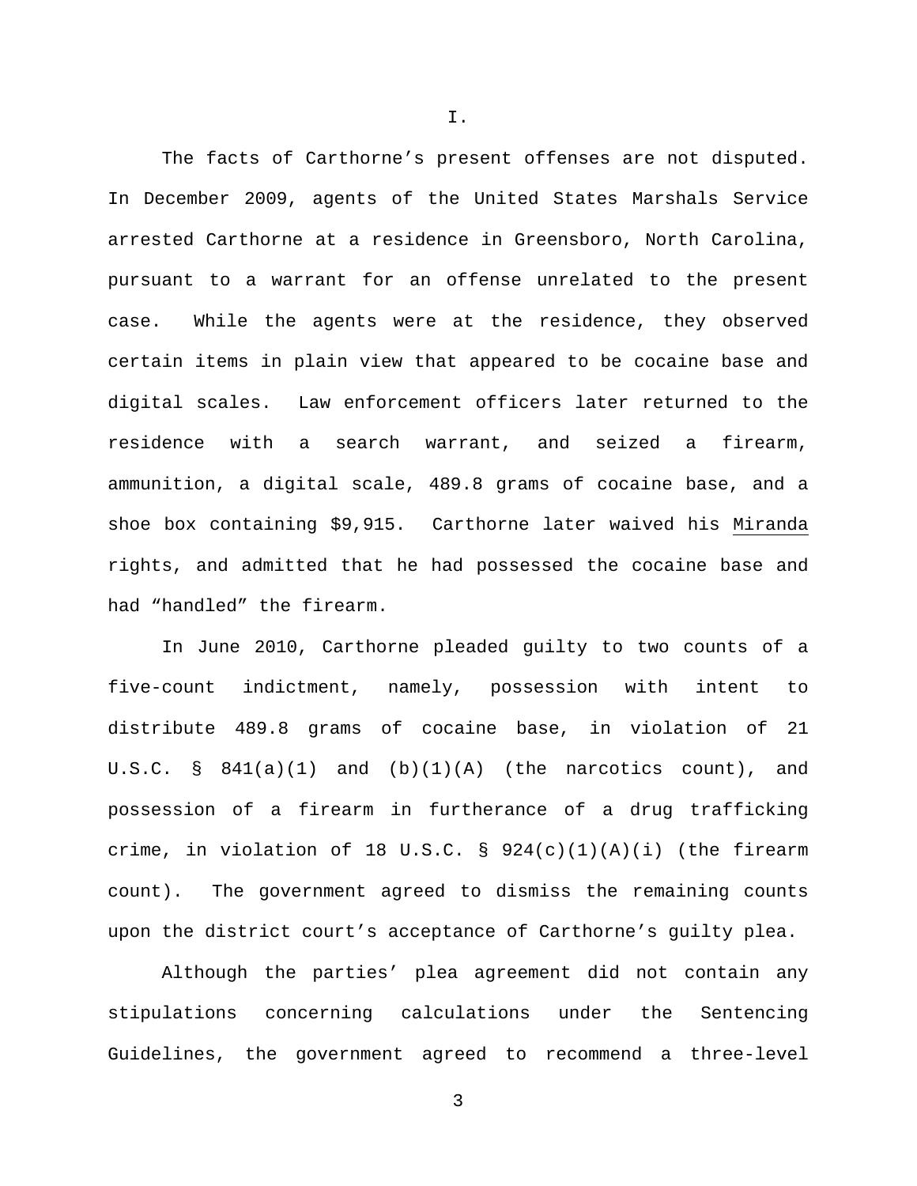# I.

The facts of Carthorne's present offenses are not disputed. In December 2009, agents of the United States Marshals Service arrested Carthorne at a residence in Greensboro, North Carolina, pursuant to a warrant for an offense unrelated to the present case. While the agents were at the residence, they observed certain items in plain view that appeared to be cocaine base and digital scales. Law enforcement officers later returned to the residence with a search warrant, and seized a firearm, ammunition, a digital scale, 489.8 grams of cocaine base, and a shoe box containing $9,915. Carthorne later waived his Miranda rights, and admitted that he had possessed the cocaine base and had "handled" the firearm.

In June 2010, Carthorne pleaded guilty to two counts of a five-count indictment, namely, possession with intent to distribute 489.8 grams of cocaine base, in violation of 21 U.S.C. § 841(a)(1) and (b)(1)(A) (the narcotics count), and possession of a firearm in furtherance of a drug trafficking crime, in violation of 18 U.S.C. § 924(c)(1)(A)(i) (the firearm count). The government agreed to dismiss the remaining counts upon the district court's acceptance of Carthorne's guilty plea.

Although the parties' plea agreement did not contain any stipulations concerning calculations under the Sentencing Guidelines, the government agreed to recommend a three-level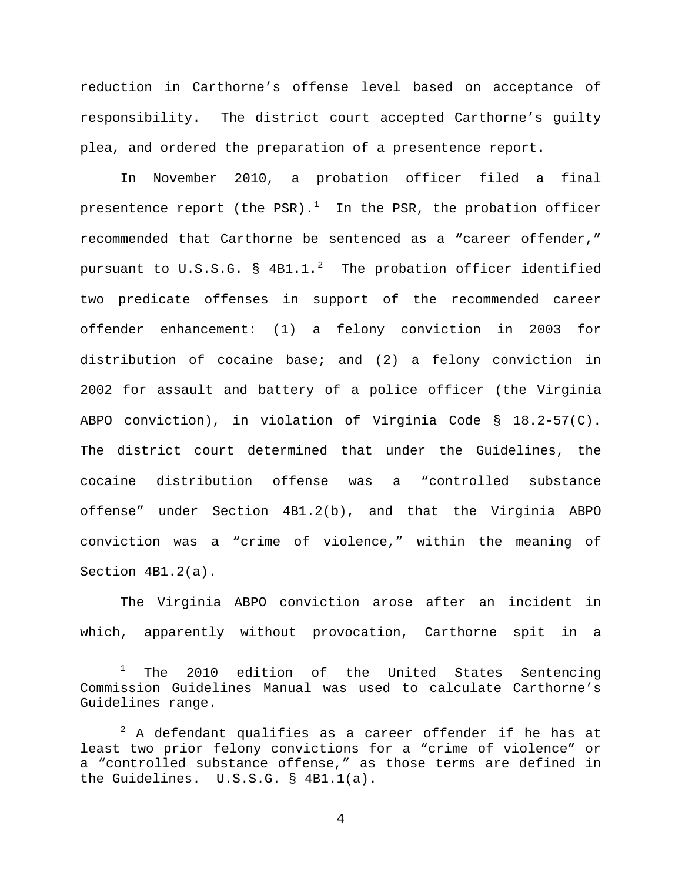reduction in Carthorne's offense level based on acceptance of responsibility. The district court accepted Carthorne's guilty plea, and ordered the preparation of a presentence report.

In November 2010, a probation officer filed a final presentence report (the PSR).[1] In the PSR, the probation officer recommended that Carthorne be sentenced as a "career offender," pursuant to U.S.S.G. § 4B1.1.[2] The probation officer identified two predicate offenses in support of the recommended career offender enhancement: (1) a felony conviction in 2003 for distribution of cocaine base; and (2) a felony conviction in 2002 for assault and battery of a police officer (the Virginia ABPO conviction), in violation of Virginia Code § 18.2-57(C). The district court determined that under the Guidelines, the cocaine distribution offense was a "controlled substance offense" under Section 4B1.2(b), and that the Virginia ABPO conviction was a "crime of violence," within the meaning of Section 4B1.2(a).

The Virginia ABPO conviction arose after an incident in which, apparently without provocation, Carthorne spit in a

---

[1] The 2010 edition of the United States Sentencing Commission Guidelines Manual was used to calculate Carthorne's Guidelines range.

[2] A defendant qualifies as a career offender if he has at least two prior felony convictions for a "crime of violence" or a "controlled substance offense," as those terms are defined in the Guidelines. U.S.S.G. § 4B1.1(a).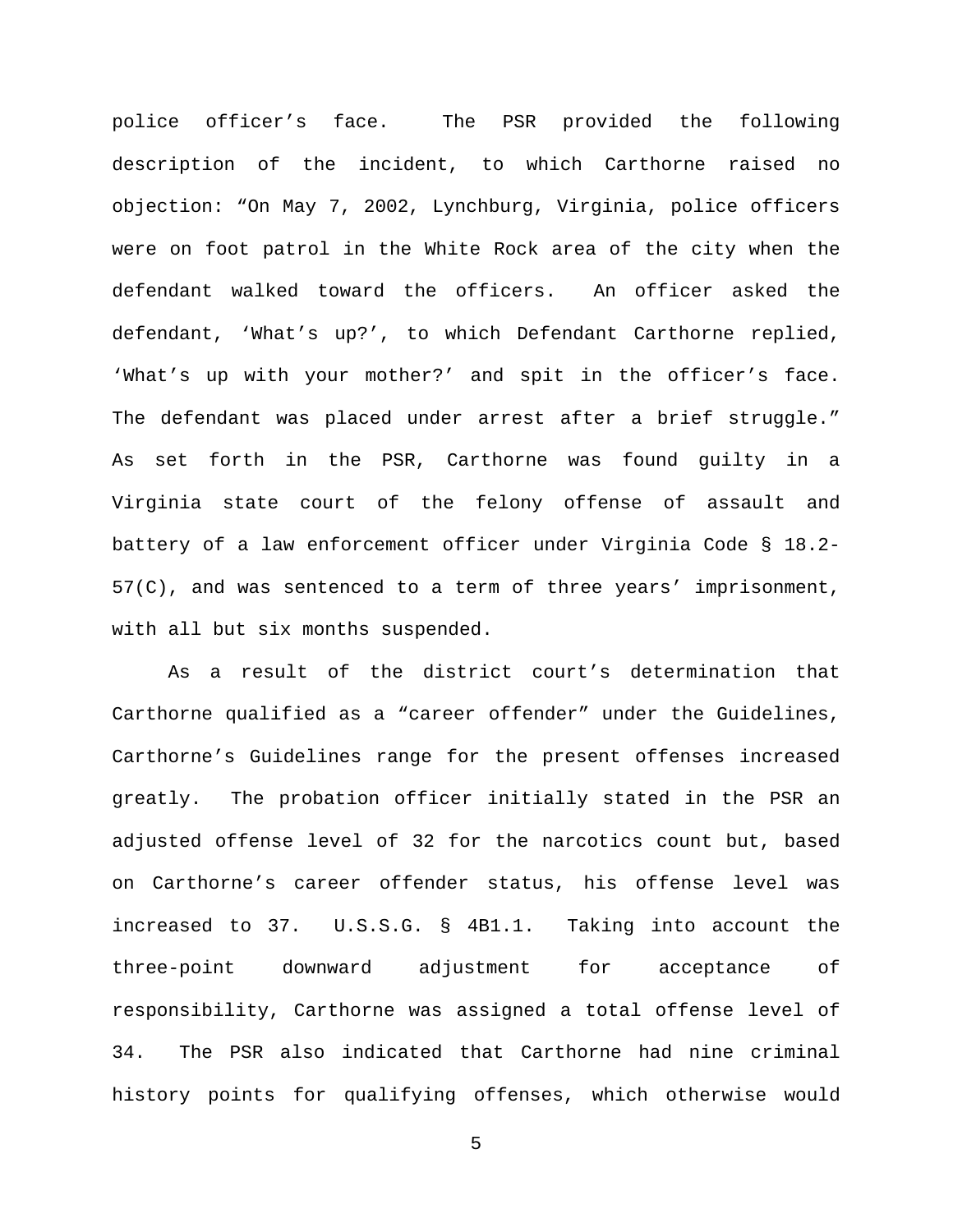police officer's face. The PSR provided the following description of the incident, to which Carthorne raised no objection: "On May 7, 2002, Lynchburg, Virginia, police officers were on foot patrol in the White Rock area of the city when the defendant walked toward the officers. An officer asked the defendant, 'What's up?', to which Defendant Carthorne replied, 'What's up with your mother?' and spit in the officer's face. The defendant was placed under arrest after a brief struggle." As set forth in the PSR, Carthorne was found guilty in a Virginia state court of the felony offense of assault and battery of a law enforcement officer under Virginia Code § 18.2-57(C), and was sentenced to a term of three years' imprisonment, with all but six months suspended.

As a result of the district court's determination that Carthorne qualified as a "career offender" under the Guidelines, Carthorne's Guidelines range for the present offenses increased greatly. The probation officer initially stated in the PSR an adjusted offense level of 32 for the narcotics count but, based on Carthorne's career offender status, his offense level was increased to 37. U.S.S.G. § 4B1.1. Taking into account the three-point downward adjustment for acceptance of responsibility, Carthorne was assigned a total offense level of 34. The PSR also indicated that Carthorne had nine criminal history points for qualifying offenses, which otherwise would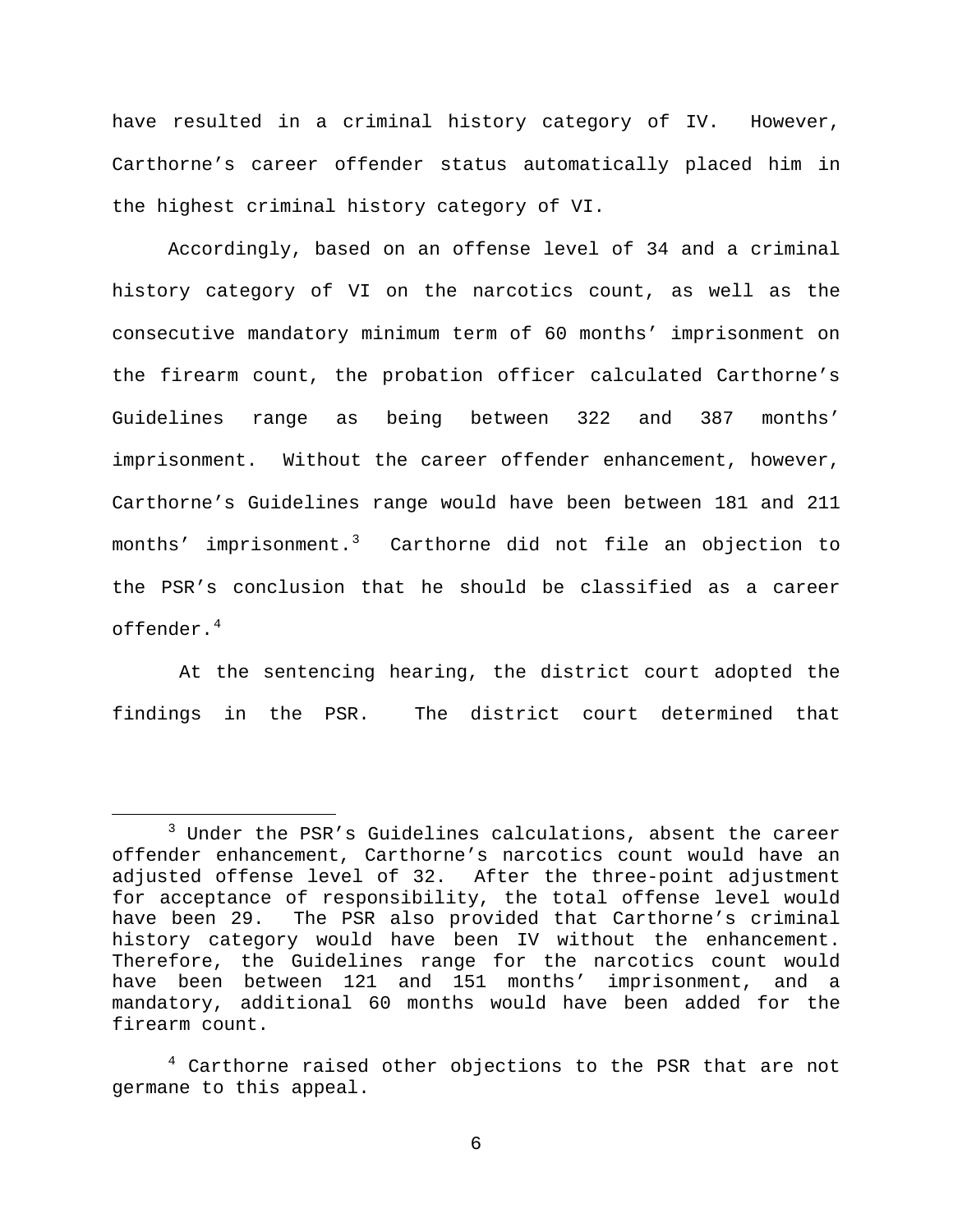have resulted in a criminal history category of IV. However, Carthorne's career offender status automatically placed him in the highest criminal history category of VI.

Accordingly, based on an offense level of 34 and a criminal history category of VI on the narcotics count, as well as the consecutive mandatory minimum term of 60 months' imprisonment on the firearm count, the probation officer calculated Carthorne's Guidelines range as being between 322 and 387 months' imprisonment. Without the career offender enhancement, however, Carthorne's Guidelines range would have been between 181 and 211 months' imprisonment.[3] Carthorne did not file an objection to the PSR's conclusion that he should be classified as a career offender.[4]

At the sentencing hearing, the district court adopted the findings in the PSR. The district court determined that

---

[3] Under the PSR's Guidelines calculations, absent the career offender enhancement, Carthorne's narcotics count would have an adjusted offense level of 32. After the three-point adjustment for acceptance of responsibility, the total offense level would have been 29. The PSR also provided that Carthorne's criminal history category would have been IV without the enhancement. Therefore, the Guidelines range for the narcotics count would have been between 121 and 151 months' imprisonment, and a mandatory, additional 60 months would have been added for the firearm count.

[4] Carthorne raised other objections to the PSR that are not germane to this appeal.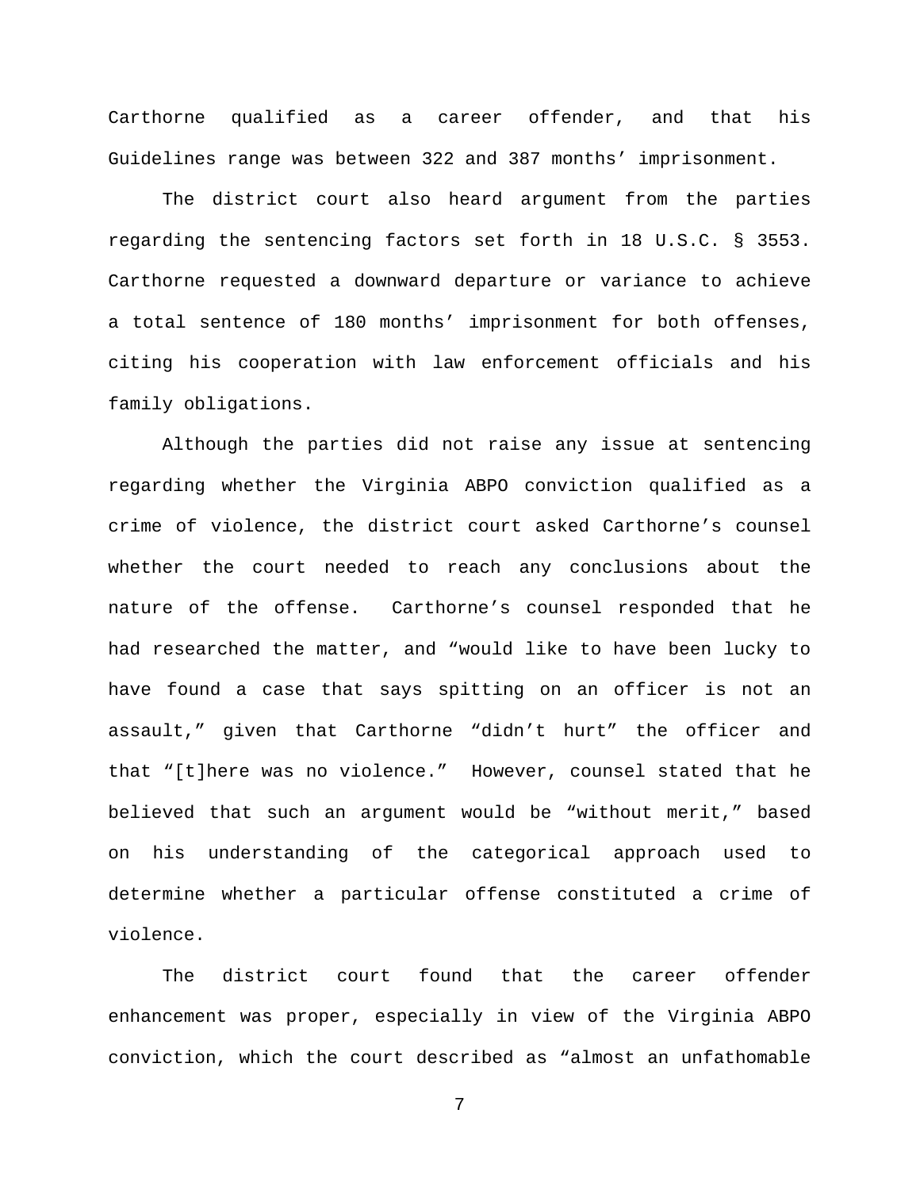Carthorne qualified as a career offender, and that his Guidelines range was between 322 and 387 months' imprisonment.

The district court also heard argument from the parties regarding the sentencing factors set forth in 18 U.S.C. § 3553. Carthorne requested a downward departure or variance to achieve a total sentence of 180 months' imprisonment for both offenses, citing his cooperation with law enforcement officials and his family obligations.

Although the parties did not raise any issue at sentencing regarding whether the Virginia ABPO conviction qualified as a crime of violence, the district court asked Carthorne's counsel whether the court needed to reach any conclusions about the nature of the offense. Carthorne's counsel responded that he had researched the matter, and "would like to have been lucky to have found a case that says spitting on an officer is not an assault," given that Carthorne "didn't hurt" the officer and that "[t]here was no violence." However, counsel stated that he believed that such an argument would be "without merit," based on his understanding of the categorical approach used to determine whether a particular offense constituted a crime of violence.

The district court found that the career offender enhancement was proper, especially in view of the Virginia ABPO conviction, which the court described as "almost an unfathomable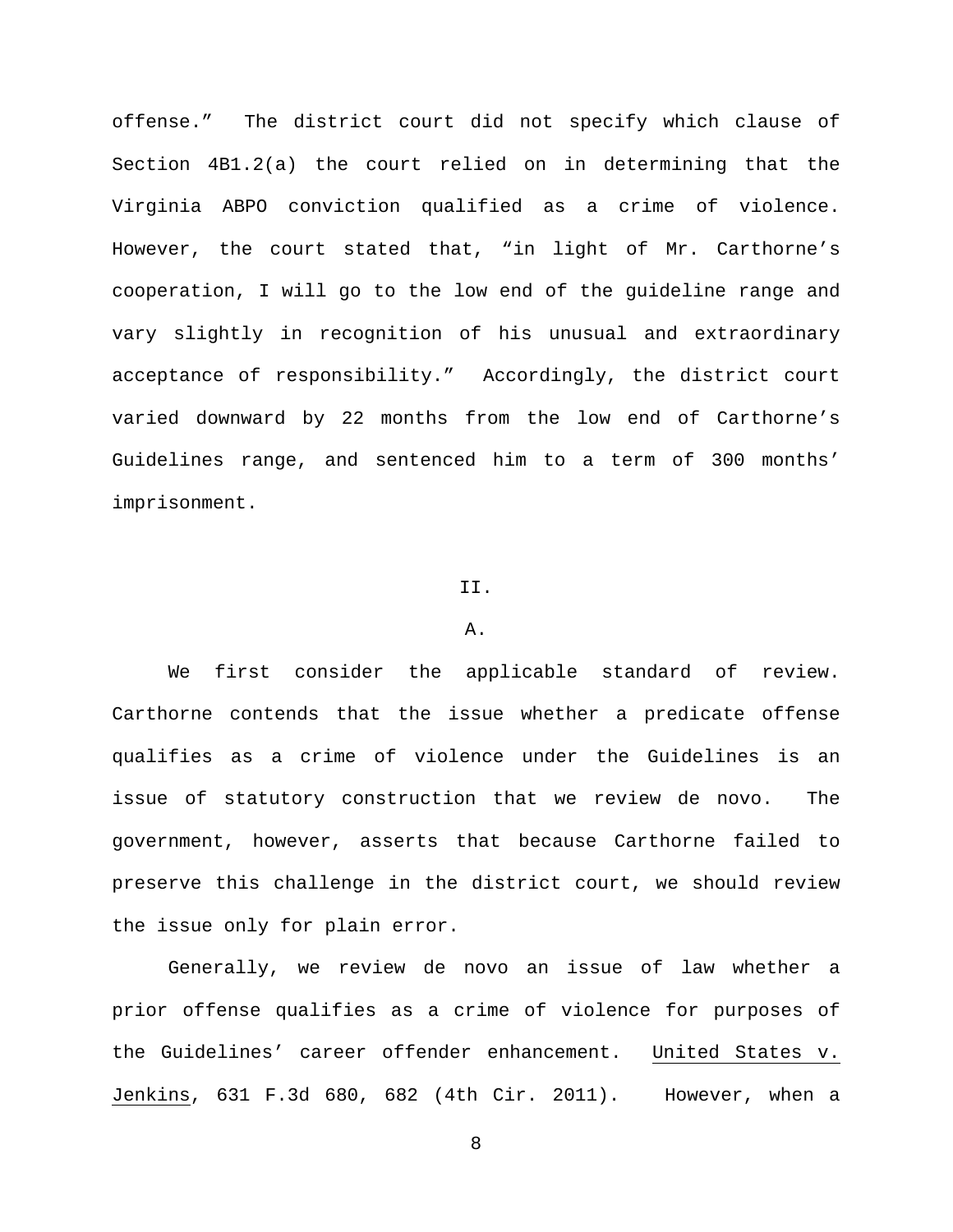offense." The district court did not specify which clause of Section 4B1.2(a) the court relied on in determining that the Virginia ABPO conviction qualified as a crime of violence. However, the court stated that, "in light of Mr. Carthorne's cooperation, I will go to the low end of the guideline range and vary slightly in recognition of his unusual and extraordinary acceptance of responsibility." Accordingly, the district court varied downward by 22 months from the low end of Carthorne's Guidelines range, and sentenced him to a term of 300 months' imprisonment.

## II.

### A.

We first consider the applicable standard of review. Carthorne contends that the issue whether a predicate offense qualifies as a crime of violence under the Guidelines is an issue of statutory construction that we review de novo. The government, however, asserts that because Carthorne failed to preserve this challenge in the district court, we should review the issue only for plain error.

Generally, we review de novo an issue of law whether a prior offense qualifies as a crime of violence for purposes of the Guidelines' career offender enhancement. United States v. Jenkins, 631 F.3d 680, 682 (4th Cir. 2011). However, when a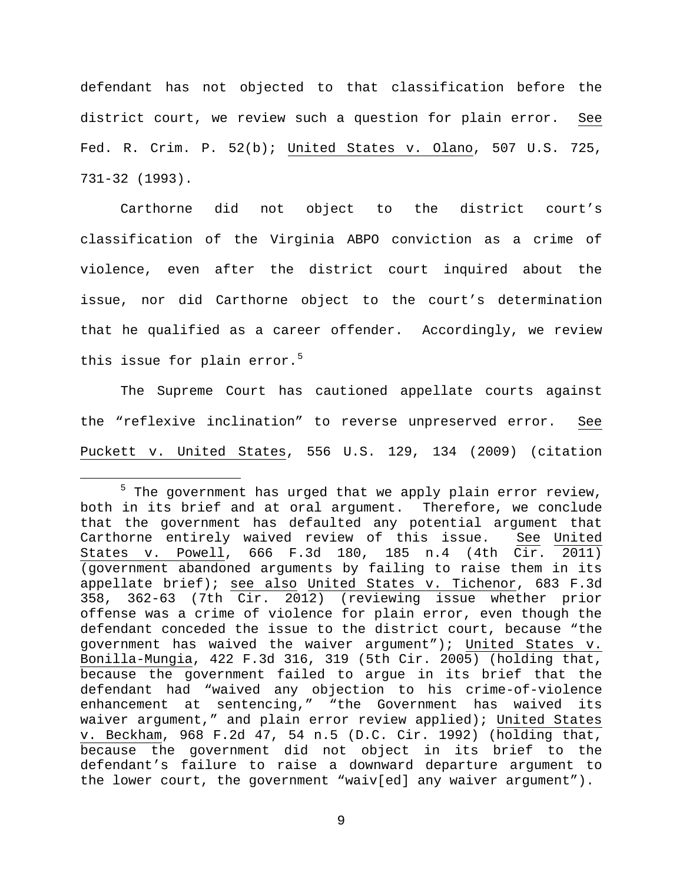defendant has not objected to that classification before the district court, we review such a question for plain error. See Fed. R. Crim. P. 52(b); United States v. Olano, 507 U.S. 725, 731-32 (1993).

Carthorne did not object to the district court's classification of the Virginia ABPO conviction as a crime of violence, even after the district court inquired about the issue, nor did Carthorne object to the court's determination that he qualified as a career offender. Accordingly, we review this issue for plain error.[5]

The Supreme Court has cautioned appellate courts against the "reflexive inclination" to reverse unpreserved error. See Puckett v. United States, 556 U.S. 129, 134 (2009) (citation

---

[5] The government has urged that we apply plain error review, both in its brief and at oral argument. Therefore, we conclude that the government has defaulted any potential argument that Carthorne entirely waived review of this issue. See United States v. Powell, 666 F.3d 180, 185 n.4 (4th Cir. 2011) (government abandoned arguments by failing to raise them in its appellate brief); see also United States v. Tichenor, 683 F.3d 358, 362-63 (7th Cir. 2012) (reviewing issue whether prior offense was a crime of violence for plain error, even though the defendant conceded the issue to the district court, because "the government has waived the waiver argument"); United States v. Bonilla-Mungia, 422 F.3d 316, 319 (5th Cir. 2005) (holding that, because the government failed to argue in its brief that the defendant had "waived any objection to his crime-of-violence enhancement at sentencing," "the Government has waived its waiver argument," and plain error review applied); United States v. Beckham, 968 F.2d 47, 54 n.5 (D.C. Cir. 1992) (holding that, because the government did not object in its brief to the defendant's failure to raise a downward departure argument to the lower court, the government "waiv[ed] any waiver argument").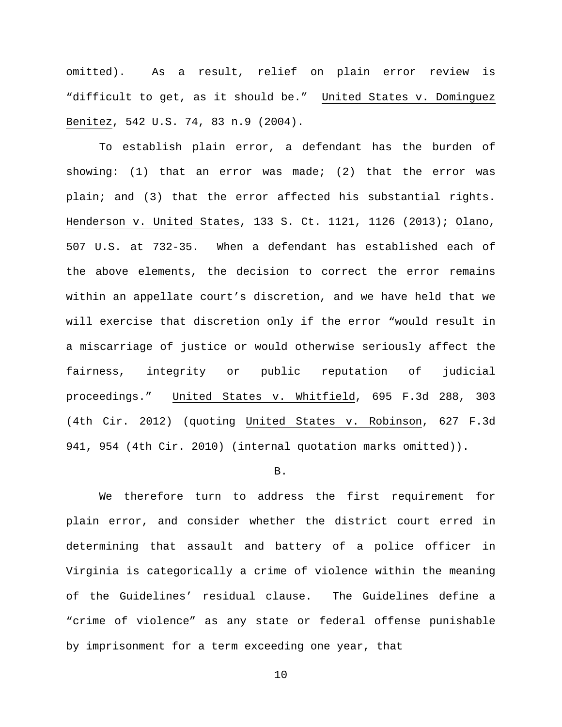omitted). As a result, relief on plain error review is "difficult to get, as it should be." United States v. Dominguez Benitez, 542 U.S. 74, 83 n.9 (2004).

To establish plain error, a defendant has the burden of showing: (1) that an error was made; (2) that the error was plain; and (3) that the error affected his substantial rights. Henderson v. United States, 133 S. Ct. 1121, 1126 (2013); Olano, 507 U.S. at 732-35. When a defendant has established each of the above elements, the decision to correct the error remains within an appellate court's discretion, and we have held that we will exercise that discretion only if the error "would result in a miscarriage of justice or would otherwise seriously affect the fairness, integrity or public reputation of judicial proceedings." United States v. Whitfield, 695 F.3d 288, 303 (4th Cir. 2012) (quoting United States v. Robinson, 627 F.3d 941, 954 (4th Cir. 2010) (internal quotation marks omitted)).

B.

We therefore turn to address the first requirement for plain error, and consider whether the district court erred in determining that assault and battery of a police officer in Virginia is categorically a crime of violence within the meaning of the Guidelines' residual clause. The Guidelines define a "crime of violence" as any state or federal offense punishable by imprisonment for a term exceeding one year, that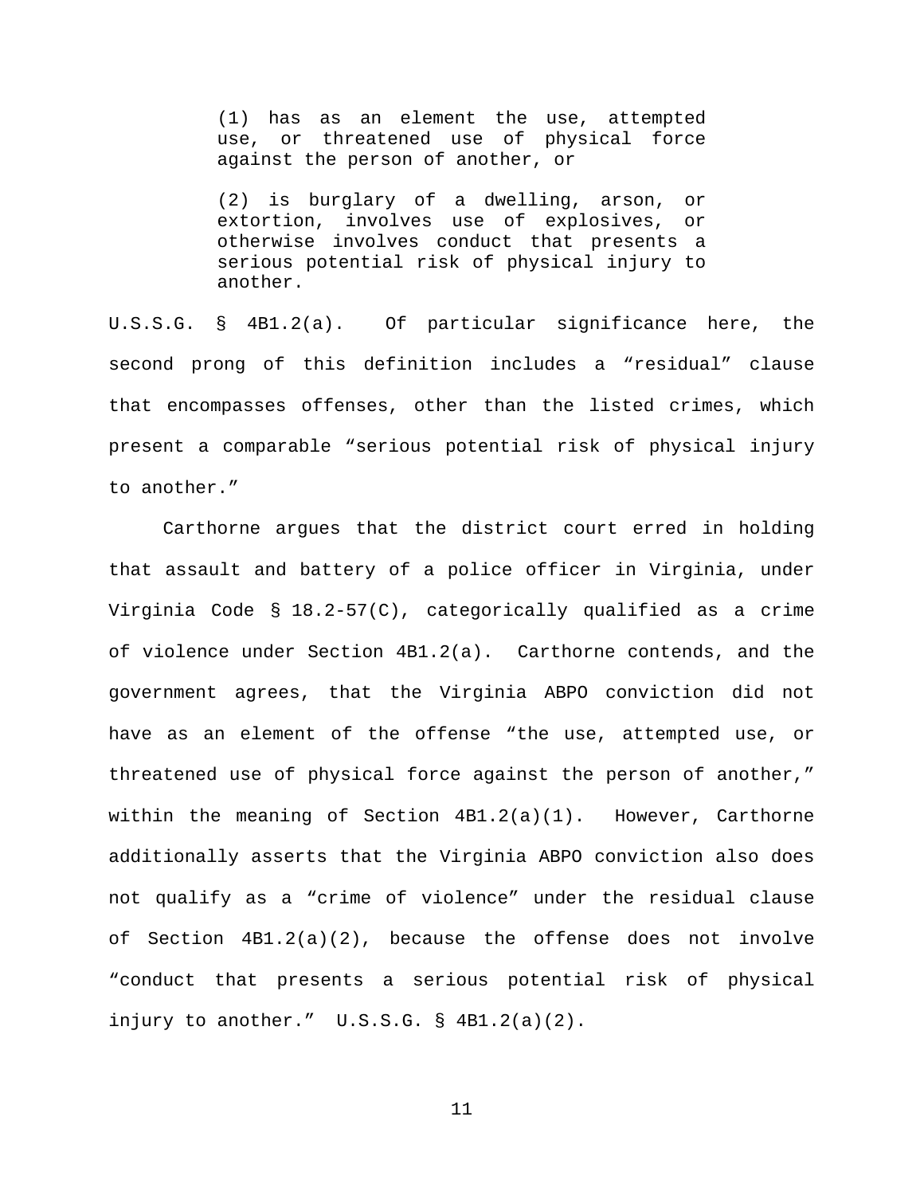> (1) has as an element the use, attempted use, or threatened use of physical force against the person of another, or
>
> (2) is burglary of a dwelling, arson, or extortion, involves use of explosives, or otherwise involves conduct that presents a serious potential risk of physical injury to another.

U.S.S.G. § 4B1.2(a). Of particular significance here, the second prong of this definition includes a "residual" clause that encompasses offenses, other than the listed crimes, which present a comparable "serious potential risk of physical injury to another."

Carthorne argues that the district court erred in holding that assault and battery of a police officer in Virginia, under Virginia Code § 18.2-57(C), categorically qualified as a crime of violence under Section 4B1.2(a). Carthorne contends, and the government agrees, that the Virginia ABPO conviction did not have as an element of the offense "the use, attempted use, or threatened use of physical force against the person of another," within the meaning of Section 4B1.2(a)(1). However, Carthorne additionally asserts that the Virginia ABPO conviction also does not qualify as a "crime of violence" under the residual clause of Section 4B1.2(a)(2), because the offense does not involve "conduct that presents a serious potential risk of physical injury to another." U.S.S.G. § 4B1.2(a)(2).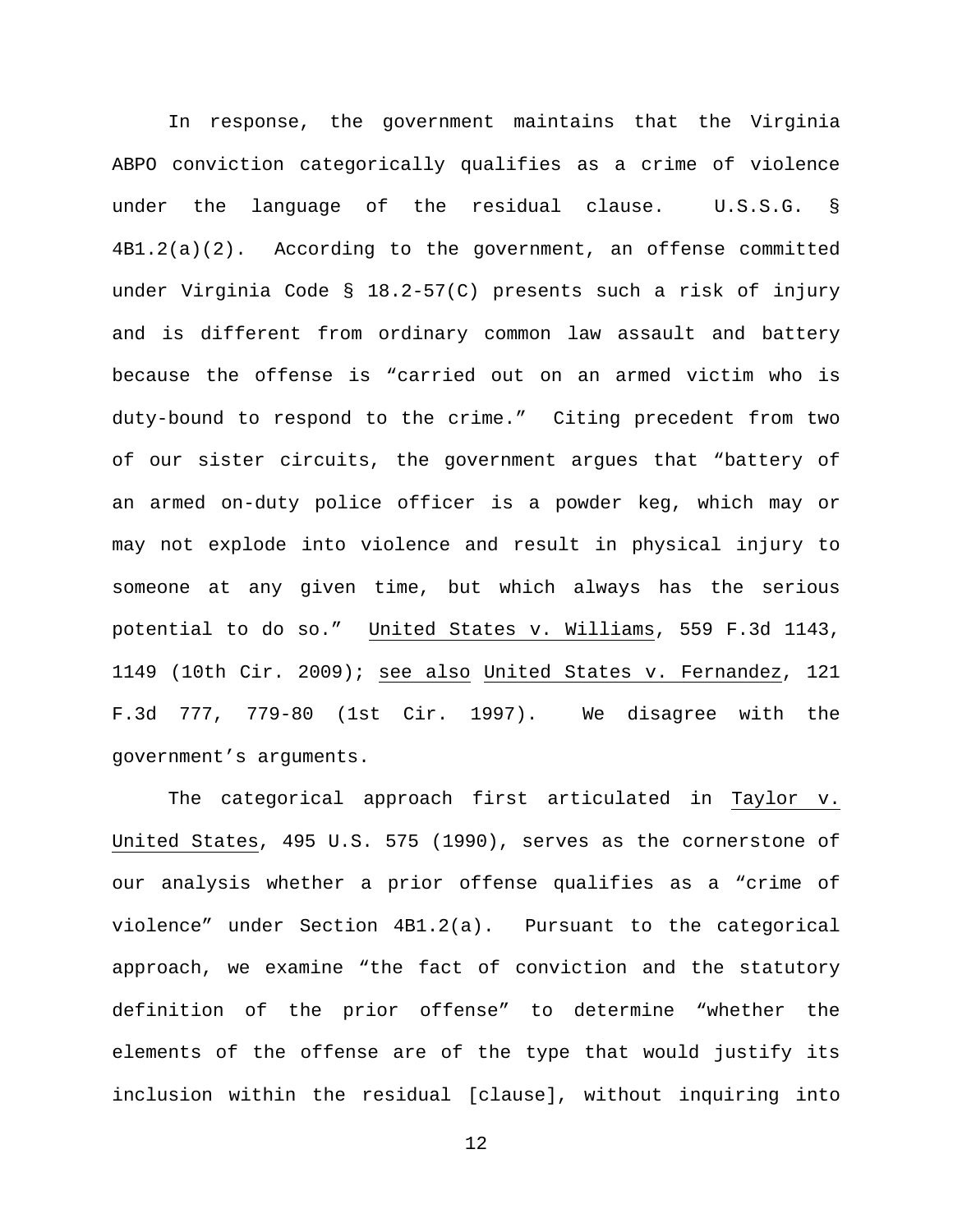In response, the government maintains that the Virginia ABPO conviction categorically qualifies as a crime of violence under the language of the residual clause. U.S.S.G. § 4B1.2(a)(2). According to the government, an offense committed under Virginia Code § 18.2-57(C) presents such a risk of injury and is different from ordinary common law assault and battery because the offense is "carried out on an armed victim who is duty-bound to respond to the crime." Citing precedent from two of our sister circuits, the government argues that "battery of an armed on-duty police officer is a powder keg, which may or may not explode into violence and result in physical injury to someone at any given time, but which always has the serious potential to do so." United States v. Williams, 559 F.3d 1143, 1149 (10th Cir. 2009); see also United States v. Fernandez, 121 F.3d 777, 779-80 (1st Cir. 1997). We disagree with the government's arguments.

The categorical approach first articulated in Taylor v. United States, 495 U.S. 575 (1990), serves as the cornerstone of our analysis whether a prior offense qualifies as a "crime of violence" under Section 4B1.2(a). Pursuant to the categorical approach, we examine "the fact of conviction and the statutory definition of the prior offense" to determine "whether the elements of the offense are of the type that would justify its inclusion within the residual [clause], without inquiring into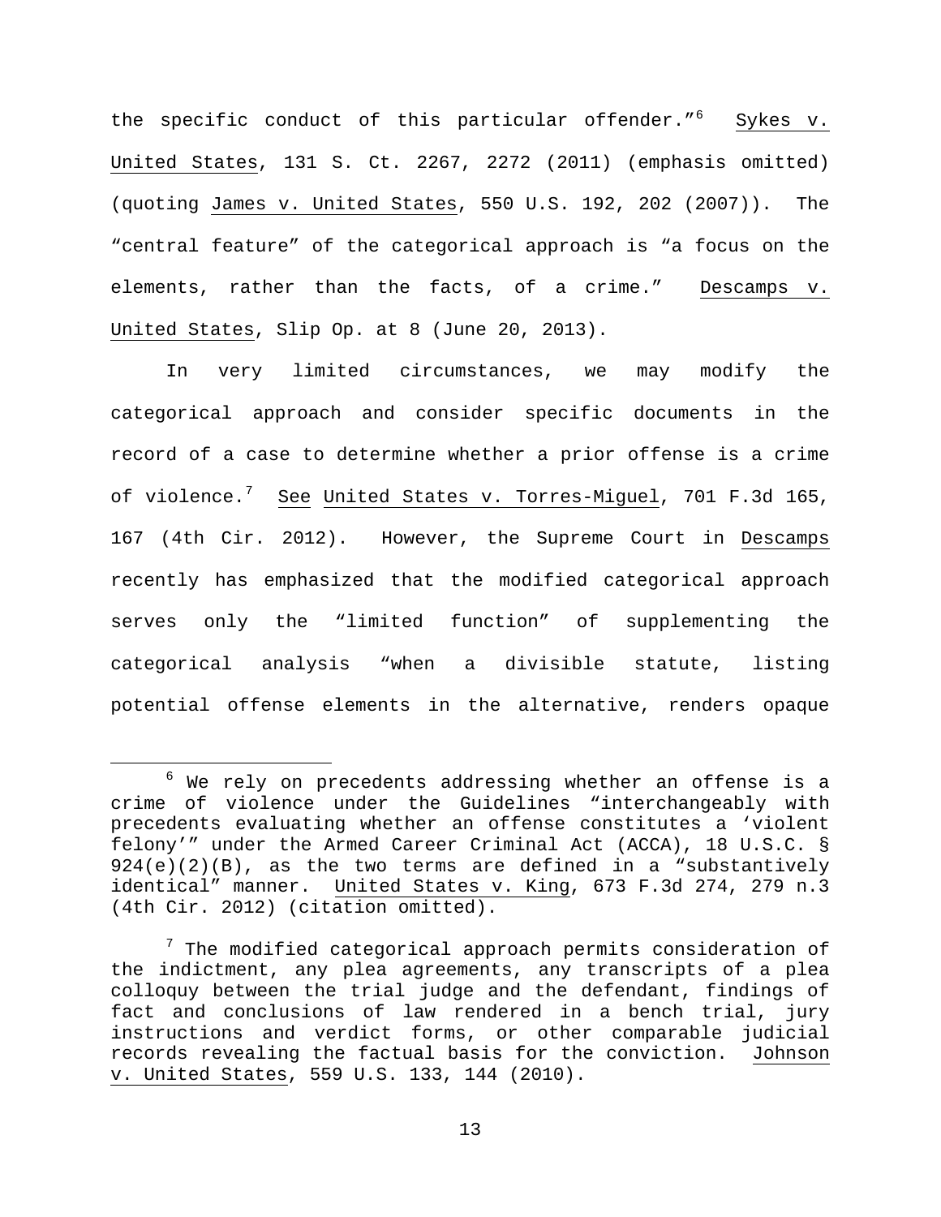the specific conduct of this particular offender."[6] Sykes v. United States, 131 S. Ct. 2267, 2272 (2011) (emphasis omitted) (quoting James v. United States, 550 U.S. 192, 202 (2007)). The "central feature" of the categorical approach is "a focus on the elements, rather than the facts, of a crime." Descamps v. United States, Slip Op. at 8 (June 20, 2013).

In very limited circumstances, we may modify the categorical approach and consider specific documents in the record of a case to determine whether a prior offense is a crime of violence.[7] See United States v. Torres-Miguel, 701 F.3d 165, 167 (4th Cir. 2012). However, the Supreme Court in Descamps recently has emphasized that the modified categorical approach serves only the "limited function" of supplementing the categorical analysis "when a divisible statute, listing potential offense elements in the alternative, renders opaque

---

[6] We rely on precedents addressing whether an offense is a crime of violence under the Guidelines "interchangeably with precedents evaluating whether an offense constitutes a 'violent felony'" under the Armed Career Criminal Act (ACCA), 18 U.S.C. § 924(e)(2)(B), as the two terms are defined in a "substantively identical" manner. United States v. King, 673 F.3d 274, 279 n.3 (4th Cir. 2012) (citation omitted).

[7] The modified categorical approach permits consideration of the indictment, any plea agreements, any transcripts of a plea colloquy between the trial judge and the defendant, findings of fact and conclusions of law rendered in a bench trial, jury instructions and verdict forms, or other comparable judicial records revealing the factual basis for the conviction. Johnson v. United States, 559 U.S. 133, 144 (2010).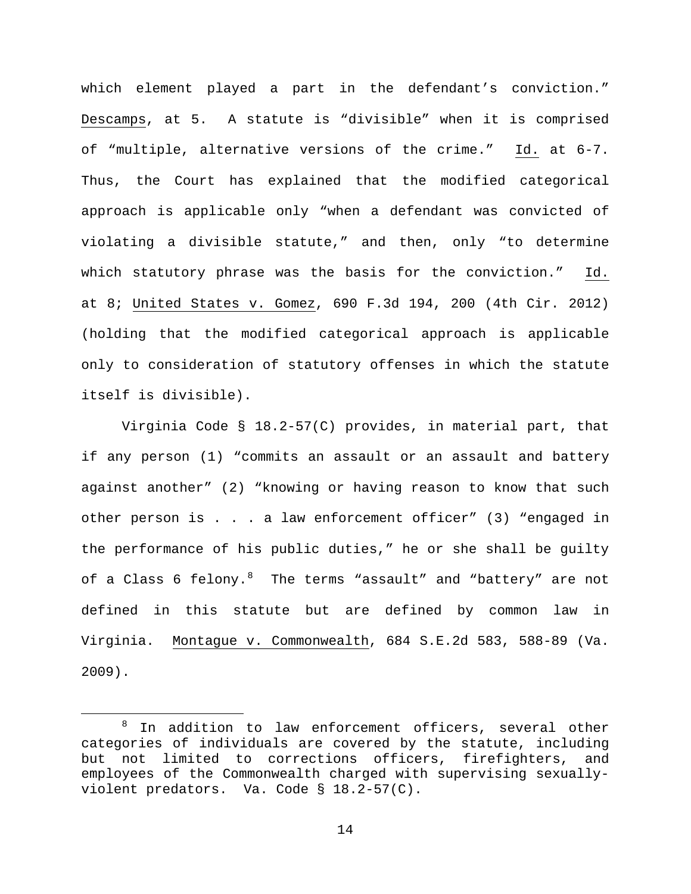which element played a part in the defendant's conviction." Descamps, at 5. A statute is "divisible" when it is comprised of "multiple, alternative versions of the crime." Id. at 6-7. Thus, the Court has explained that the modified categorical approach is applicable only "when a defendant was convicted of violating a divisible statute," and then, only "to determine which statutory phrase was the basis for the conviction." Id. at 8; United States v. Gomez, 690 F.3d 194, 200 (4th Cir. 2012) (holding that the modified categorical approach is applicable only to consideration of statutory offenses in which the statute itself is divisible).

Virginia Code § 18.2-57(C) provides, in material part, that if any person (1) "commits an assault or an assault and battery against another" (2) "knowing or having reason to know that such other person is . . . a law enforcement officer" (3) "engaged in the performance of his public duties," he or she shall be guilty of a Class 6 felony.[8] The terms "assault" and "battery" are not defined in this statute but are defined by common law in Virginia. Montague v. Commonwealth, 684 S.E.2d 583, 588-89 (Va. 2009).

---

[8] In addition to law enforcement officers, several other categories of individuals are covered by the statute, including but not limited to corrections officers, firefighters, and employees of the Commonwealth charged with supervising sexually-violent predators. Va. Code § 18.2-57(C).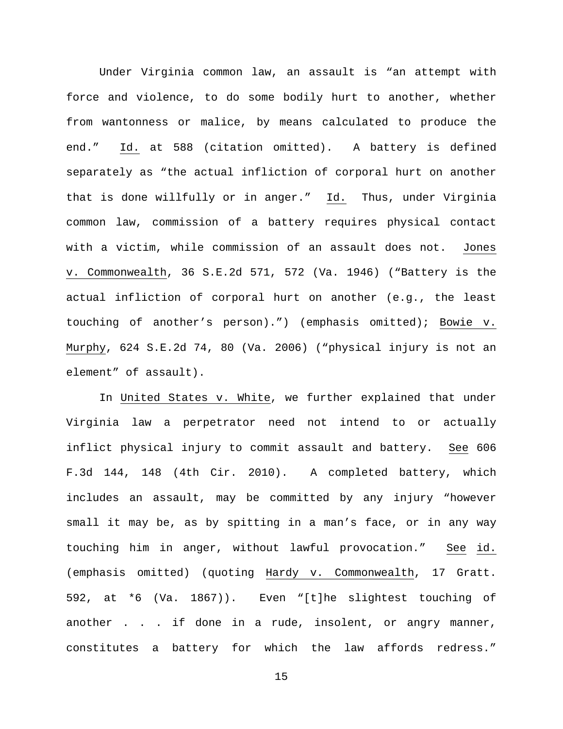Under Virginia common law, an assault is "an attempt with force and violence, to do some bodily hurt to another, whether from wantonness or malice, by means calculated to produce the end." Id. at 588 (citation omitted). A battery is defined separately as "the actual infliction of corporal hurt on another that is done willfully or in anger." Id. Thus, under Virginia common law, commission of a battery requires physical contact with a victim, while commission of an assault does not. Jones v. Commonwealth, 36 S.E.2d 571, 572 (Va. 1946) ("Battery is the actual infliction of corporal hurt on another (e.g., the least touching of another's person).") (emphasis omitted); Bowie v. Murphy, 624 S.E.2d 74, 80 (Va. 2006) ("physical injury is not an element" of assault).

In United States v. White, we further explained that under Virginia law a perpetrator need not intend to or actually inflict physical injury to commit assault and battery. See 606 F.3d 144, 148 (4th Cir. 2010). A completed battery, which includes an assault, may be committed by any injury "however small it may be, as by spitting in a man's face, or in any way touching him in anger, without lawful provocation." See id. (emphasis omitted) (quoting Hardy v. Commonwealth, 17 Gratt. 592, at *6 (Va. 1867)). Even "[t]he slightest touching of another . . . if done in a rude, insolent, or angry manner, constitutes a battery for which the law affords redress."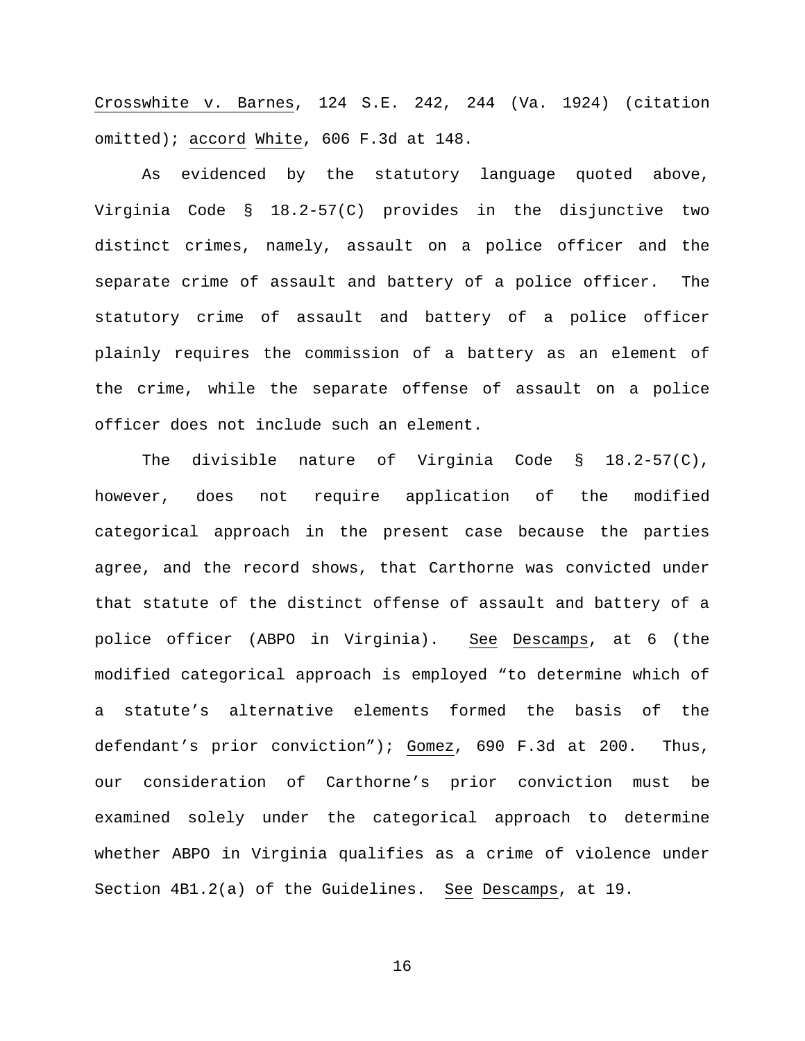Crosswhite v. Barnes, 124 S.E. 242, 244 (Va. 1924) (citation omitted); accord White, 606 F.3d at 148.

As evidenced by the statutory language quoted above, Virginia Code § 18.2-57(C) provides in the disjunctive two distinct crimes, namely, assault on a police officer and the separate crime of assault and battery of a police officer. The statutory crime of assault and battery of a police officer plainly requires the commission of a battery as an element of the crime, while the separate offense of assault on a police officer does not include such an element.

The divisible nature of Virginia Code § 18.2-57(C), however, does not require application of the modified categorical approach in the present case because the parties agree, and the record shows, that Carthorne was convicted under that statute of the distinct offense of assault and battery of a police officer (ABPO in Virginia). See Descamps, at 6 (the modified categorical approach is employed "to determine which of a statute's alternative elements formed the basis of the defendant's prior conviction"); Gomez, 690 F.3d at 200. Thus, our consideration of Carthorne's prior conviction must be examined solely under the categorical approach to determine whether ABPO in Virginia qualifies as a crime of violence under Section 4B1.2(a) of the Guidelines. See Descamps, at 19.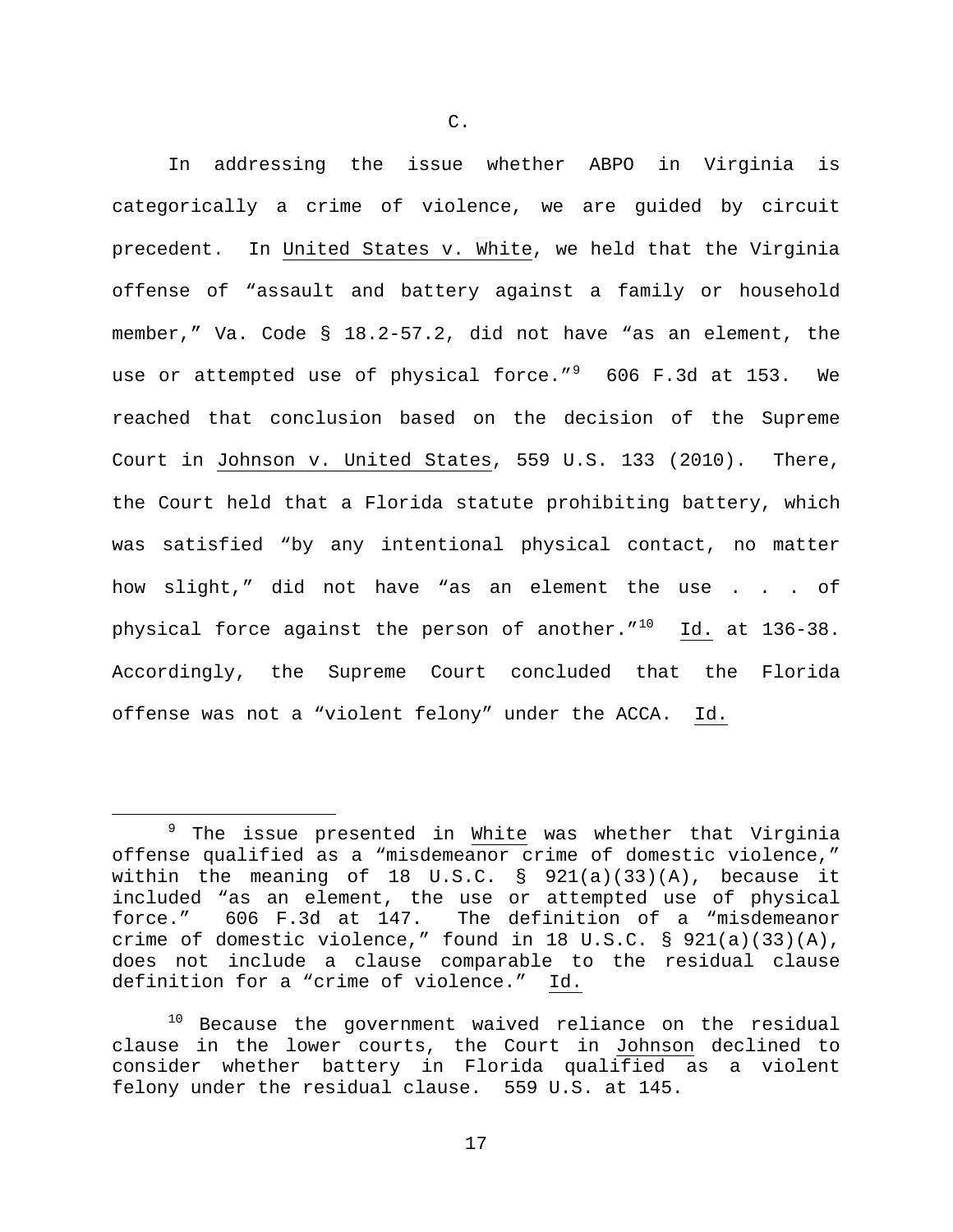C.

In addressing the issue whether ABPO in Virginia is categorically a crime of violence, we are guided by circuit precedent. In United States v. White, we held that the Virginia offense of "assault and battery against a family or household member," Va. Code § 18.2-57.2, did not have "as an element, the use or attempted use of physical force."[9] 606 F.3d at 153. We reached that conclusion based on the decision of the Supreme Court in Johnson v. United States, 559 U.S. 133 (2010). There, the Court held that a Florida statute prohibiting battery, which was satisfied "by any intentional physical contact, no matter how slight," did not have "as an element the use . . . of physical force against the person of another."[10] Id. at 136-38. Accordingly, the Supreme Court concluded that the Florida offense was not a "violent felony" under the ACCA. Id.

[9] The issue presented in White was whether that Virginia offense qualified as a "misdemeanor crime of domestic violence," within the meaning of 18 U.S.C. § 921(a)(33)(A), because it included "as an element, the use or attempted use of physical force." 606 F.3d at 147. The definition of a "misdemeanor crime of domestic violence," found in 18 U.S.C. § 921(a)(33)(A), does not include a clause comparable to the residual clause definition for a "crime of violence." Id.

[10] Because the government waived reliance on the residual clause in the lower courts, the Court in Johnson declined to consider whether battery in Florida qualified as a violent felony under the residual clause. 559 U.S. at 145.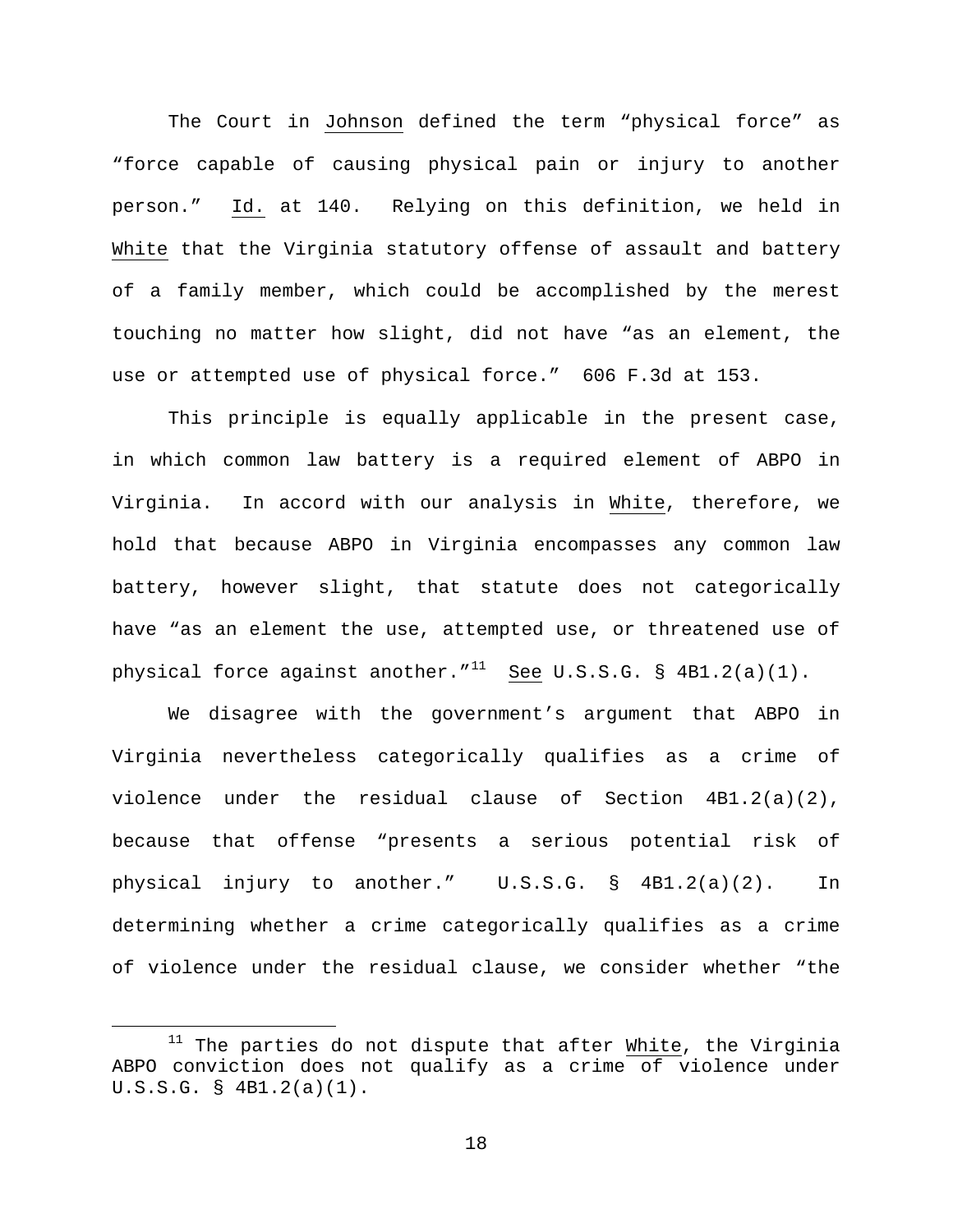The Court in Johnson defined the term "physical force" as "force capable of causing physical pain or injury to another person." Id. at 140. Relying on this definition, we held in White that the Virginia statutory offense of assault and battery of a family member, which could be accomplished by the merest touching no matter how slight, did not have "as an element, the use or attempted use of physical force." 606 F.3d at 153.

This principle is equally applicable in the present case, in which common law battery is a required element of ABPO in Virginia. In accord with our analysis in White, therefore, we hold that because ABPO in Virginia encompasses any common law battery, however slight, that statute does not categorically have "as an element the use, attempted use, or threatened use of physical force against another."[11] See U.S.S.G. § 4B1.2(a)(1).

We disagree with the government's argument that ABPO in Virginia nevertheless categorically qualifies as a crime of violence under the residual clause of Section 4B1.2(a)(2), because that offense "presents a serious potential risk of physical injury to another." U.S.S.G. § 4B1.2(a)(2). In determining whether a crime categorically qualifies as a crime of violence under the residual clause, we consider whether "the

[11] The parties do not dispute that after White, the Virginia ABPO conviction does not qualify as a crime of violence under U.S.S.G. § 4B1.2(a)(1).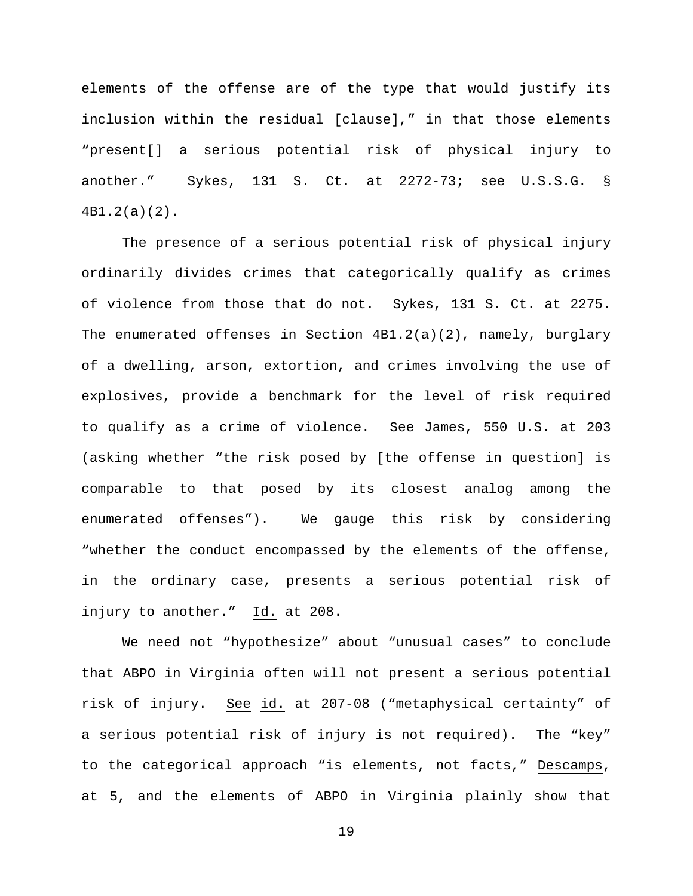elements of the offense are of the type that would justify its inclusion within the residual [clause]," in that those elements "present[] a serious potential risk of physical injury to another." Sykes, 131 S. Ct. at 2272-73; see U.S.S.G. § 4B1.2(a)(2).

The presence of a serious potential risk of physical injury ordinarily divides crimes that categorically qualify as crimes of violence from those that do not. Sykes, 131 S. Ct. at 2275. The enumerated offenses in Section 4B1.2(a)(2), namely, burglary of a dwelling, arson, extortion, and crimes involving the use of explosives, provide a benchmark for the level of risk required to qualify as a crime of violence. See James, 550 U.S. at 203 (asking whether "the risk posed by [the offense in question] is comparable to that posed by its closest analog among the enumerated offenses"). We gauge this risk by considering "whether the conduct encompassed by the elements of the offense, in the ordinary case, presents a serious potential risk of injury to another." Id. at 208.

We need not "hypothesize" about "unusual cases" to conclude that ABPO in Virginia often will not present a serious potential risk of injury. See id. at 207-08 ("metaphysical certainty" of a serious potential risk of injury is not required). The "key" to the categorical approach "is elements, not facts," Descamps, at 5, and the elements of ABPO in Virginia plainly show that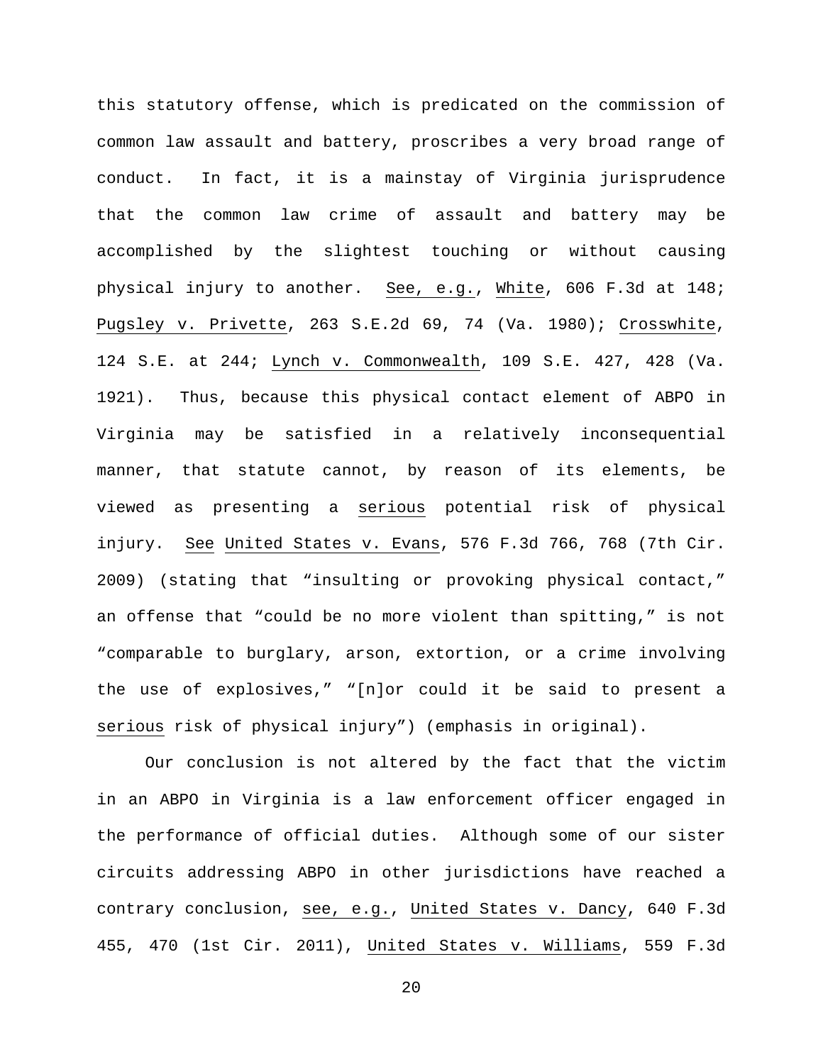this statutory offense, which is predicated on the commission of common law assault and battery, proscribes a very broad range of conduct. In fact, it is a mainstay of Virginia jurisprudence that the common law crime of assault and battery may be accomplished by the slightest touching or without causing physical injury to another. See, e.g., White, 606 F.3d at 148; Pugsley v. Privette, 263 S.E.2d 69, 74 (Va. 1980); Crosswhite, 124 S.E. at 244; Lynch v. Commonwealth, 109 S.E. 427, 428 (Va. 1921). Thus, because this physical contact element of ABPO in Virginia may be satisfied in a relatively inconsequential manner, that statute cannot, by reason of its elements, be viewed as presenting a serious potential risk of physical injury. See United States v. Evans, 576 F.3d 766, 768 (7th Cir. 2009) (stating that "insulting or provoking physical contact," an offense that "could be no more violent than spitting," is not "comparable to burglary, arson, extortion, or a crime involving the use of explosives," "[n]or could it be said to present a serious risk of physical injury") (emphasis in original).

Our conclusion is not altered by the fact that the victim in an ABPO in Virginia is a law enforcement officer engaged in the performance of official duties. Although some of our sister circuits addressing ABPO in other jurisdictions have reached a contrary conclusion, see, e.g., United States v. Dancy, 640 F.3d 455, 470 (1st Cir. 2011), United States v. Williams, 559 F.3d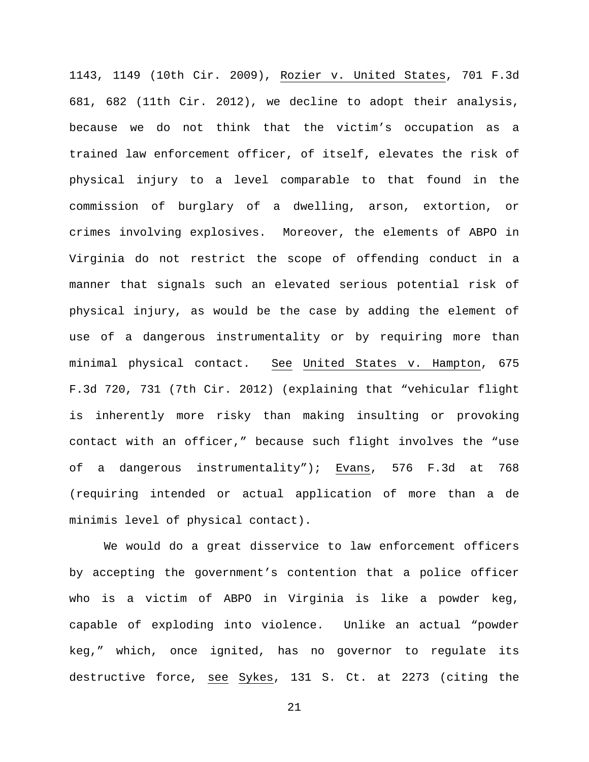1143, 1149 (10th Cir. 2009), Rozier v. United States, 701 F.3d 681, 682 (11th Cir. 2012), we decline to adopt their analysis, because we do not think that the victim's occupation as a trained law enforcement officer, of itself, elevates the risk of physical injury to a level comparable to that found in the commission of burglary of a dwelling, arson, extortion, or crimes involving explosives. Moreover, the elements of ABPO in Virginia do not restrict the scope of offending conduct in a manner that signals such an elevated serious potential risk of physical injury, as would be the case by adding the element of use of a dangerous instrumentality or by requiring more than minimal physical contact. See United States v. Hampton, 675 F.3d 720, 731 (7th Cir. 2012) (explaining that "vehicular flight is inherently more risky than making insulting or provoking contact with an officer," because such flight involves the "use of a dangerous instrumentality"); Evans, 576 F.3d at 768 (requiring intended or actual application of more than a de minimis level of physical contact).

We would do a great disservice to law enforcement officers by accepting the government's contention that a police officer who is a victim of ABPO in Virginia is like a powder keg, capable of exploding into violence. Unlike an actual "powder keg," which, once ignited, has no governor to regulate its destructive force, see Sykes, 131 S. Ct. at 2273 (citing the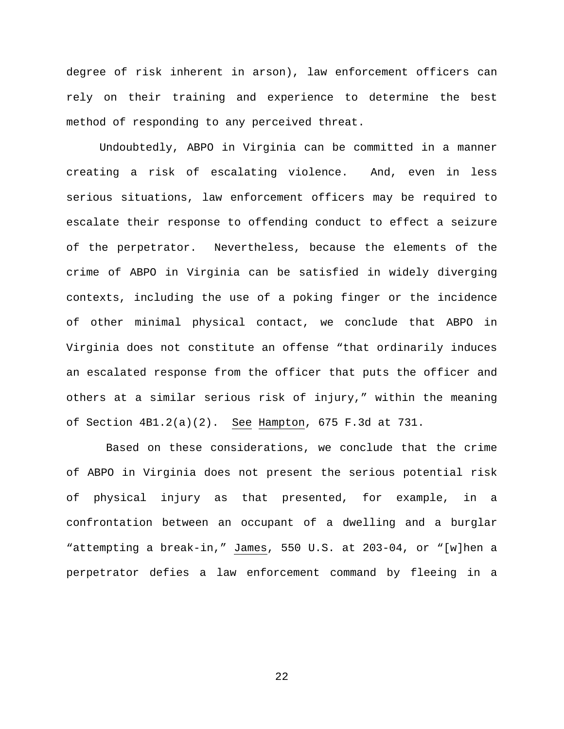degree of risk inherent in arson), law enforcement officers can rely on their training and experience to determine the best method of responding to any perceived threat.

Undoubtedly, ABPO in Virginia can be committed in a manner creating a risk of escalating violence. And, even in less serious situations, law enforcement officers may be required to escalate their response to offending conduct to effect a seizure of the perpetrator. Nevertheless, because the elements of the crime of ABPO in Virginia can be satisfied in widely diverging contexts, including the use of a poking finger or the incidence of other minimal physical contact, we conclude that ABPO in Virginia does not constitute an offense "that ordinarily induces an escalated response from the officer that puts the officer and others at a similar serious risk of injury," within the meaning of Section 4B1.2(a)(2). See Hampton, 675 F.3d at 731.

Based on these considerations, we conclude that the crime of ABPO in Virginia does not present the serious potential risk of physical injury as that presented, for example, in a confrontation between an occupant of a dwelling and a burglar "attempting a break-in," James, 550 U.S. at 203-04, or "[w]hen a perpetrator defies a law enforcement command by fleeing in a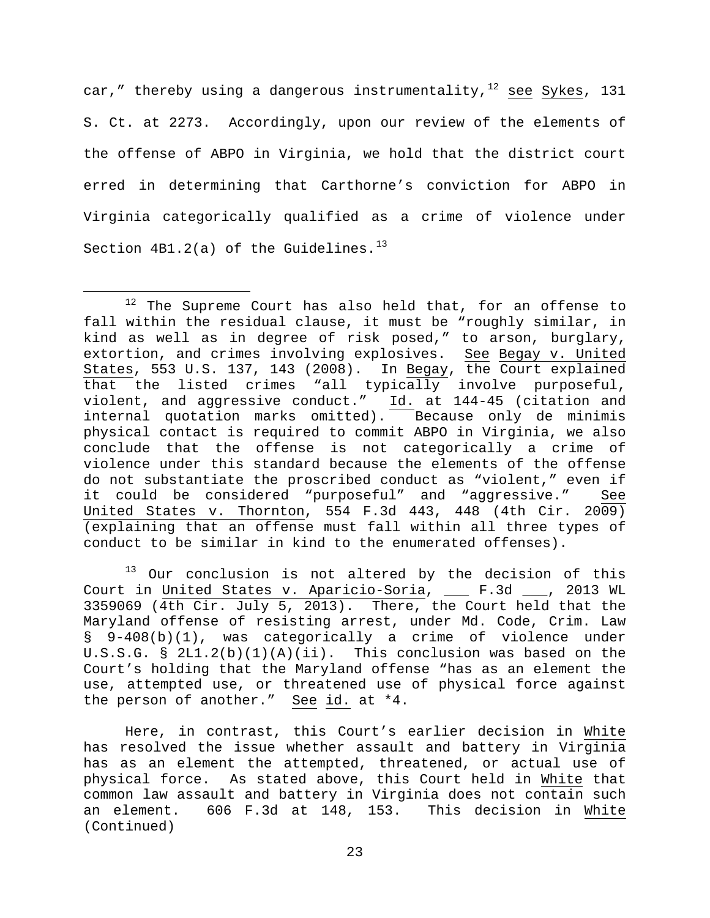car," thereby using a dangerous instrumentality,[12] see Sykes, 131 S. Ct. at 2273. Accordingly, upon our review of the elements of the offense of ABPO in Virginia, we hold that the district court erred in determining that Carthorne's conviction for ABPO in Virginia categorically qualified as a crime of violence under Section 4B1.2(a) of the Guidelines.[13]

---

[12] The Supreme Court has also held that, for an offense to fall within the residual clause, it must be "roughly similar, in kind as well as in degree of risk posed," to arson, burglary, extortion, and crimes involving explosives. See Begay v. United States, 553 U.S. 137, 143 (2008). In Begay, the Court explained that the listed crimes "all typically involve purposeful, violent, and aggressive conduct." Id. at 144-45 (citation and internal quotation marks omitted). Because only de minimis physical contact is required to commit ABPO in Virginia, we also conclude that the offense is not categorically a crime of violence under this standard because the elements of the offense do not substantiate the proscribed conduct as "violent," even if it could be considered "purposeful" and "aggressive." See United States v. Thornton, 554 F.3d 443, 448 (4th Cir. 2009) (explaining that an offense must fall within all three types of conduct to be similar in kind to the enumerated offenses).

[13] Our conclusion is not altered by the decision of this Court in United States v. Aparicio-Soria, ___ F.3d ___, 2013 WL 3359069 (4th Cir. July 5, 2013). There, the Court held that the Maryland offense of resisting arrest, under Md. Code, Crim. Law § 9-408(b)(1), was categorically a crime of violence under U.S.S.G. § 2L1.2(b)(1)(A)(ii). This conclusion was based on the Court's holding that the Maryland offense "has as an element the use, attempted use, or threatened use of physical force against the person of another." See id. at *4.

Here, in contrast, this Court's earlier decision in White has resolved the issue whether assault and battery in Virginia has as an element the attempted, threatened, or actual use of physical force. As stated above, this Court held in White that common law assault and battery in Virginia does not contain such an element. 606 F.3d at 148, 153. This decision in White (Continued)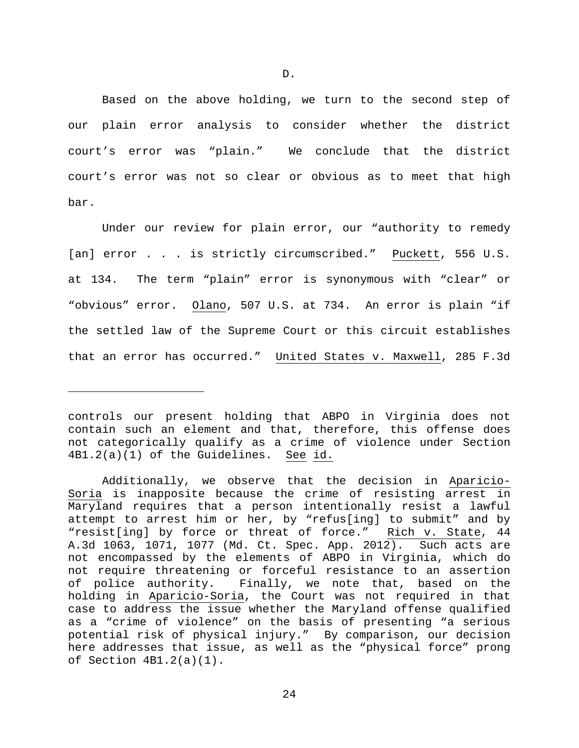D.

Based on the above holding, we turn to the second step of our plain error analysis to consider whether the district court's error was "plain." We conclude that the district court's error was not so clear or obvious as to meet that high bar.

Under our review for plain error, our "authority to remedy [an] error . . . is strictly circumscribed." Puckett, 556 U.S. at 134. The term "plain" error is synonymous with "clear" or "obvious" error. Olano, 507 U.S. at 734. An error is plain "if the settled law of the Supreme Court or this circuit establishes that an error has occurred." United States v. Maxwell, 285 F.3d

---

controls our present holding that ABPO in Virginia does not contain such an element and that, therefore, this offense does not categorically qualify as a crime of violence under Section 4B1.2(a)(1) of the Guidelines. See id.

Additionally, we observe that the decision in Aparicio-Soria is inapposite because the crime of resisting arrest in Maryland requires that a person intentionally resist a lawful attempt to arrest him or her, by "refus[ing] to submit" and by "resist[ing] by force or threat of force." Rich v. State, 44 A.3d 1063, 1071, 1077 (Md. Ct. Spec. App. 2012). Such acts are not encompassed by the elements of ABPO in Virginia, which do not require threatening or forceful resistance to an assertion of police authority. Finally, we note that, based on the holding in Aparicio-Soria, the Court was not required in that case to address the issue whether the Maryland offense qualified as a "crime of violence" on the basis of presenting "a serious potential risk of physical injury." By comparison, our decision here addresses that issue, as well as the "physical force" prong of Section 4B1.2(a)(1).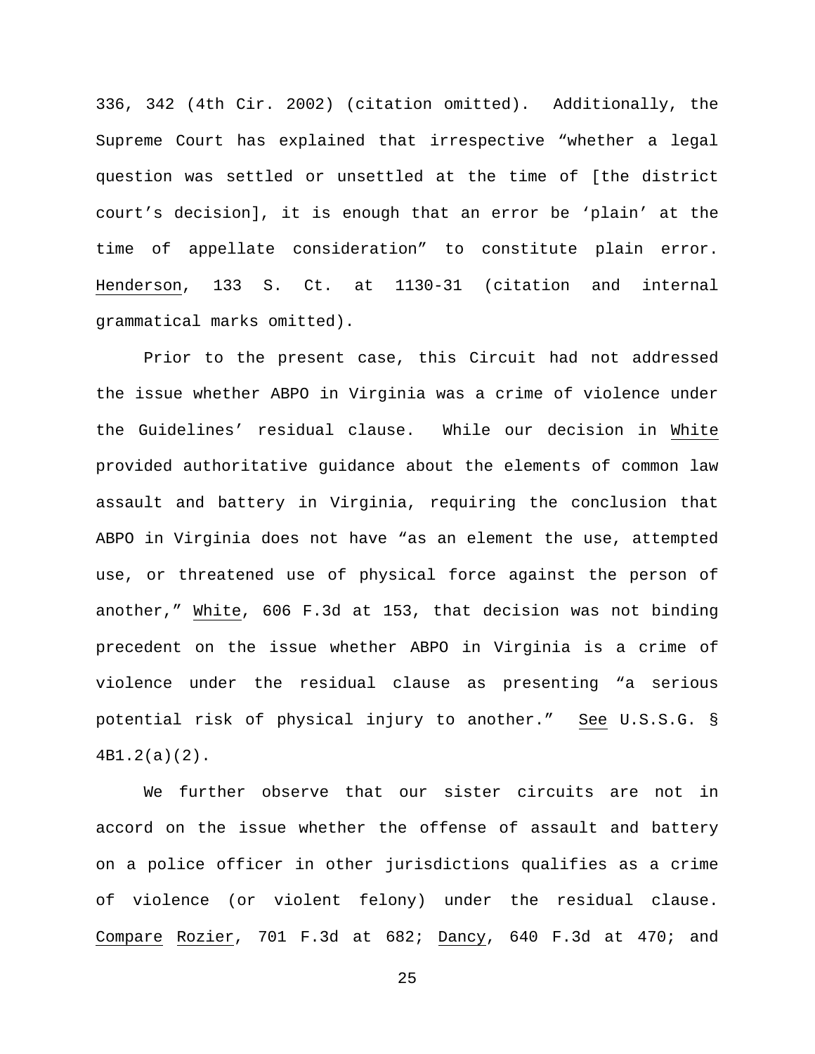336, 342 (4th Cir. 2002) (citation omitted). Additionally, the Supreme Court has explained that irrespective "whether a legal question was settled or unsettled at the time of [the district court's decision], it is enough that an error be 'plain' at the time of appellate consideration" to constitute plain error. Henderson, 133 S. Ct. at 1130-31 (citation and internal grammatical marks omitted).

Prior to the present case, this Circuit had not addressed the issue whether ABPO in Virginia was a crime of violence under the Guidelines' residual clause. While our decision in White provided authoritative guidance about the elements of common law assault and battery in Virginia, requiring the conclusion that ABPO in Virginia does not have "as an element the use, attempted use, or threatened use of physical force against the person of another," White, 606 F.3d at 153, that decision was not binding precedent on the issue whether ABPO in Virginia is a crime of violence under the residual clause as presenting "a serious potential risk of physical injury to another." See U.S.S.G. § 4B1.2(a)(2).

We further observe that our sister circuits are not in accord on the issue whether the offense of assault and battery on a police officer in other jurisdictions qualifies as a crime of violence (or violent felony) under the residual clause. Compare Rozier, 701 F.3d at 682; Dancy, 640 F.3d at 470; and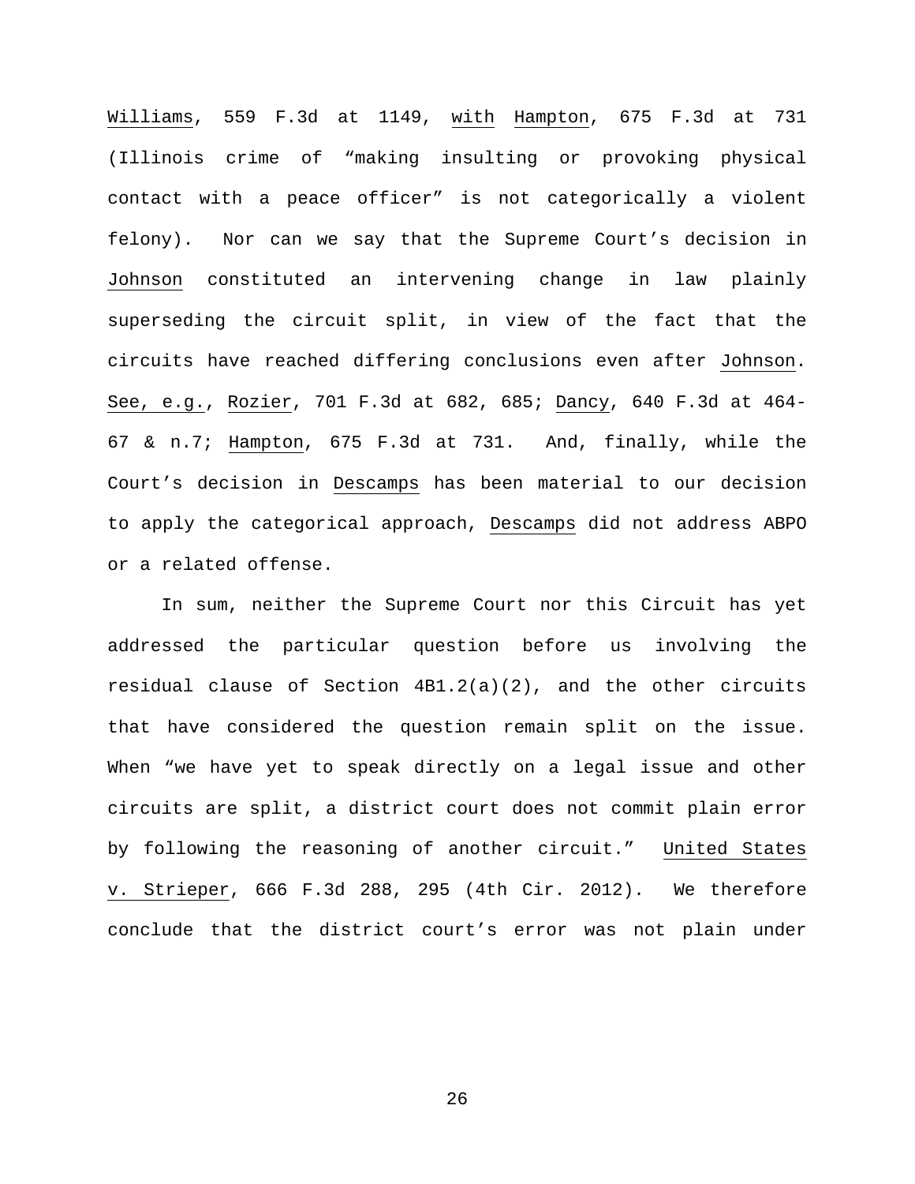Williams, 559 F.3d at 1149, with Hampton, 675 F.3d at 731 (Illinois crime of "making insulting or provoking physical contact with a peace officer" is not categorically a violent felony). Nor can we say that the Supreme Court's decision in Johnson constituted an intervening change in law plainly superseding the circuit split, in view of the fact that the circuits have reached differing conclusions even after Johnson. See, e.g., Rozier, 701 F.3d at 682, 685; Dancy, 640 F.3d at 464-67 & n.7; Hampton, 675 F.3d at 731. And, finally, while the Court's decision in Descamps has been material to our decision to apply the categorical approach, Descamps did not address ABPO or a related offense.

In sum, neither the Supreme Court nor this Circuit has yet addressed the particular question before us involving the residual clause of Section 4B1.2(a)(2), and the other circuits that have considered the question remain split on the issue. When "we have yet to speak directly on a legal issue and other circuits are split, a district court does not commit plain error by following the reasoning of another circuit." United States v. Strieper, 666 F.3d 288, 295 (4th Cir. 2012). We therefore conclude that the district court's error was not plain under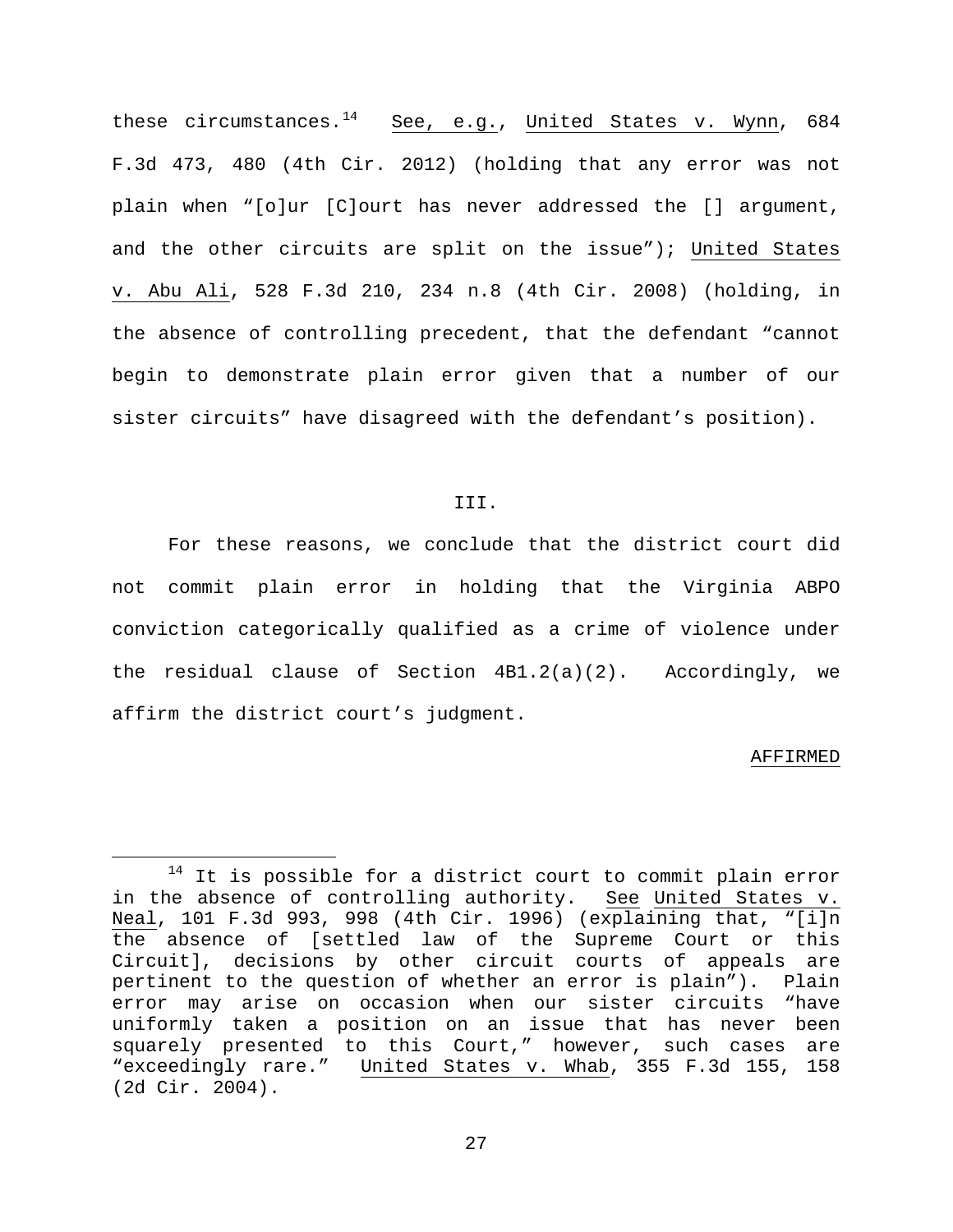these circumstances.[14] See, e.g., United States v. Wynn, 684 F.3d 473, 480 (4th Cir. 2012) (holding that any error was not plain when "[o]ur [C]ourt has never addressed the [] argument, and the other circuits are split on the issue"); United States v. Abu Ali, 528 F.3d 210, 234 n.8 (4th Cir. 2008) (holding, in the absence of controlling precedent, that the defendant "cannot begin to demonstrate plain error given that a number of our sister circuits" have disagreed with the defendant's position).

## III.

For these reasons, we conclude that the district court did not commit plain error in holding that the Virginia ABPO conviction categorically qualified as a crime of violence under the residual clause of Section 4B1.2(a)(2). Accordingly, we affirm the district court's judgment.

AFFIRMED

---

[14] It is possible for a district court to commit plain error in the absence of controlling authority. See United States v. Neal, 101 F.3d 993, 998 (4th Cir. 1996) (explaining that, "[i]n the absence of [settled law of the Supreme Court or this Circuit], decisions by other circuit courts of appeals are pertinent to the question of whether an error is plain"). Plain error may arise on occasion when our sister circuits "have uniformly taken a position on an issue that has never been squarely presented to this Court," however, such cases are "exceedingly rare." United States v. Whab, 355 F.3d 155, 158 (2d Cir. 2004).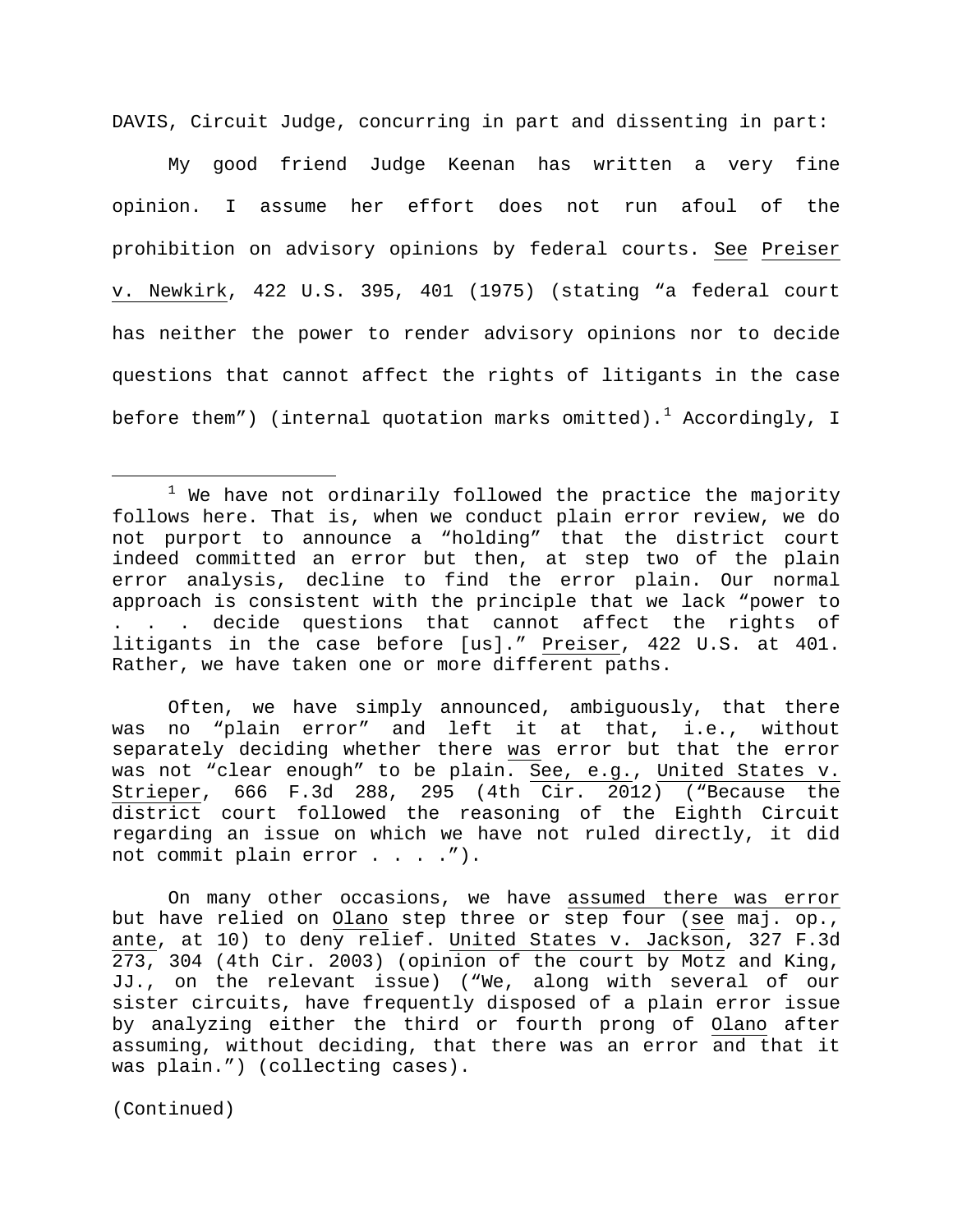DAVIS, Circuit Judge, concurring in part and dissenting in part:

My good friend Judge Keenan has written a very fine opinion. I assume her effort does not run afoul of the prohibition on advisory opinions by federal courts. See Preiser v. Newkirk, 422 U.S. 395, 401 (1975) (stating "a federal court has neither the power to render advisory opinions nor to decide questions that cannot affect the rights of litigants in the case before them") (internal quotation marks omitted).[1] Accordingly, I

---

[1] We have not ordinarily followed the practice the majority follows here. That is, when we conduct plain error review, we do not purport to announce a "holding" that the district court indeed committed an error but then, at step two of the plain error analysis, decline to find the error plain. Our normal approach is consistent with the principle that we lack "power to . . . decide questions that cannot affect the rights of litigants in the case before [us]." Preiser, 422 U.S. at 401. Rather, we have taken one or more different paths.

Often, we have simply announced, ambiguously, that there was no "plain error" and left it at that, i.e., without separately deciding whether there was error but that the error was not "clear enough" to be plain. See, e.g., United States v. Strieper, 666 F.3d 288, 295 (4th Cir. 2012) ("Because the district court followed the reasoning of the Eighth Circuit regarding an issue on which we have not ruled directly, it did not commit plain error . . . .").

On many other occasions, we have assumed there was error but have relied on Olano step three or step four (see maj. op., ante, at 10) to deny relief. United States v. Jackson, 327 F.3d 273, 304 (4th Cir. 2003) (opinion of the court by Motz and King, JJ., on the relevant issue) ("We, along with several of our sister circuits, have frequently disposed of a plain error issue by analyzing either the third or fourth prong of Olano after assuming, without deciding, that there was an error and that it was plain.") (collecting cases).

(Continued)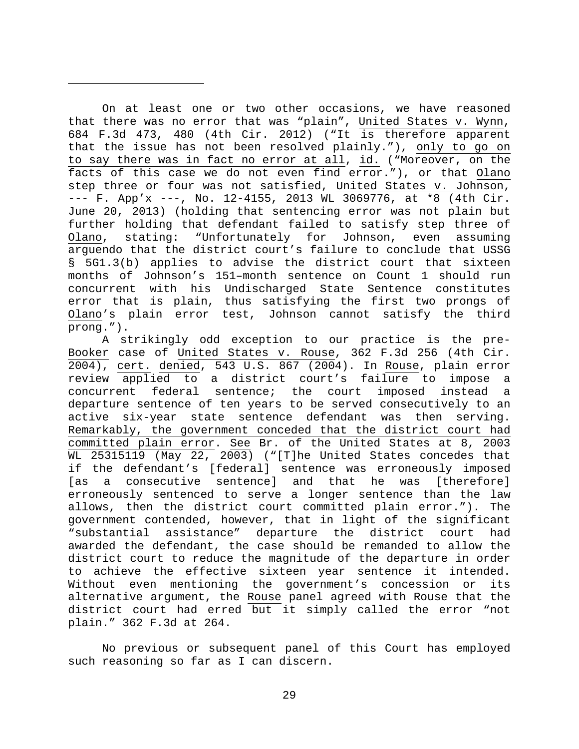On at least one or two other occasions, we have reasoned that there was no error that was "plain", United States v. Wynn, 684 F.3d 473, 480 (4th Cir. 2012) ("It is therefore apparent that the issue has not been resolved plainly."), only to go on to say there was in fact no error at all, id. ("Moreover, on the facts of this case we do not even find error."), or that Olano step three or four was not satisfied, United States v. Johnson, --- F. App'x ---, No. 12-4155, 2013 WL 3069776, at *8 (4th Cir. June 20, 2013) (holding that sentencing error was not plain but further holding that defendant failed to satisfy step three of Olano, stating: "Unfortunately for Johnson, even assuming arguendo that the district court's failure to conclude that USSG § 5G1.3(b) applies to advise the district court that sixteen months of Johnson's 151–month sentence on Count 1 should run concurrent with his Undischarged State Sentence constitutes error that is plain, thus satisfying the first two prongs of Olano's plain error test, Johnson cannot satisfy the third prong.").

A strikingly odd exception to our practice is the pre-Booker case of United States v. Rouse, 362 F.3d 256 (4th Cir. 2004), cert. denied, 543 U.S. 867 (2004). In Rouse, plain error review applied to a district court's failure to impose a concurrent federal sentence; the court imposed instead a departure sentence of ten years to be served consecutively to an active six-year state sentence defendant was then serving. Remarkably, the government conceded that the district court had committed plain error. See Br. of the United States at 8, 2003 WL 25315119 (May 22, 2003) ("[T]he United States concedes that if the defendant's [federal] sentence was erroneously imposed [as a consecutive sentence] and that he was [therefore] erroneously sentenced to serve a longer sentence than the law allows, then the district court committed plain error."). The government contended, however, that in light of the significant "substantial assistance" departure the district court had awarded the defendant, the case should be remanded to allow the district court to reduce the magnitude of the departure in order to achieve the effective sixteen year sentence it intended. Without even mentioning the government's concession or its alternative argument, the Rouse panel agreed with Rouse that the district court had erred but it simply called the error "not plain." 362 F.3d at 264.

No previous or subsequent panel of this Court has employed such reasoning so far as I can discern.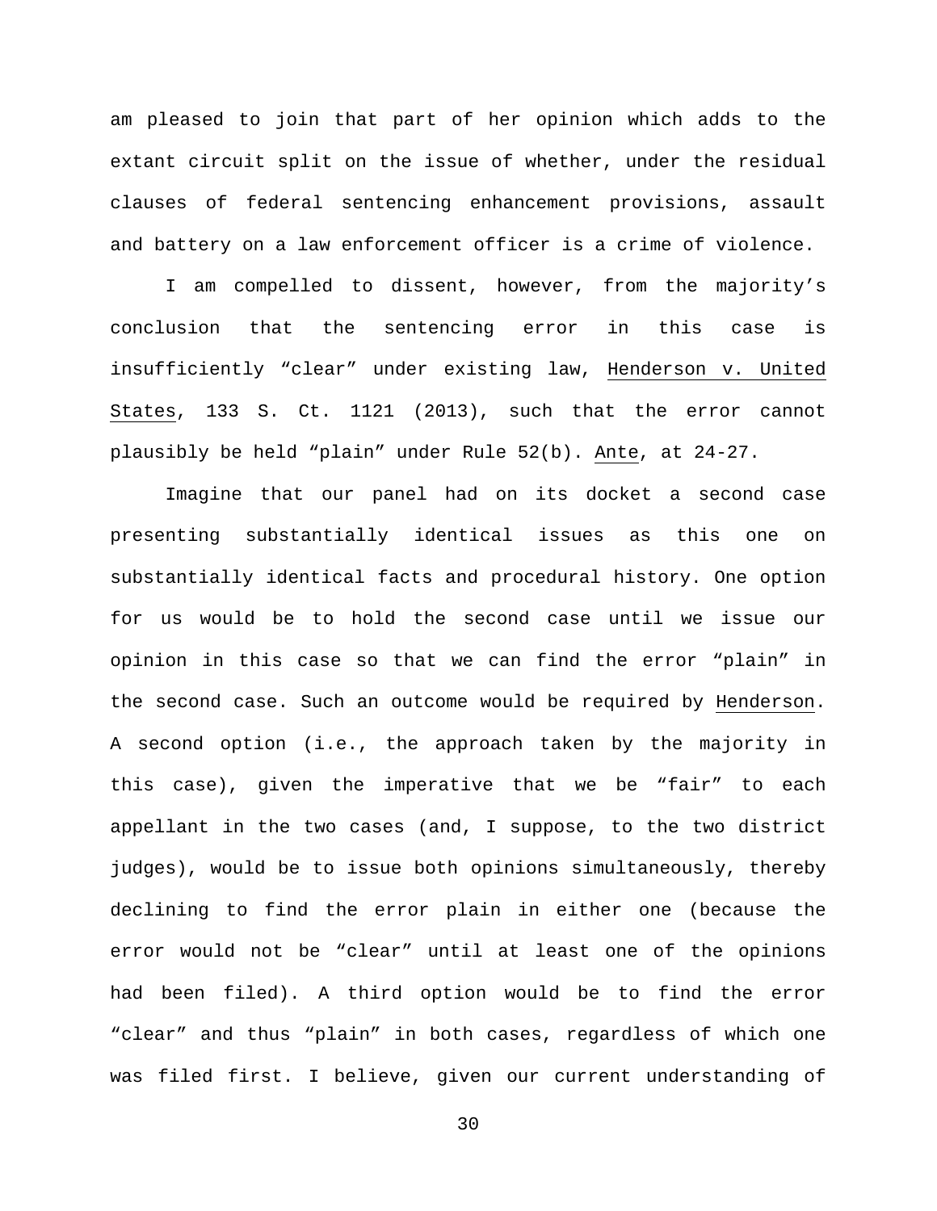am pleased to join that part of her opinion which adds to the extant circuit split on the issue of whether, under the residual clauses of federal sentencing enhancement provisions, assault and battery on a law enforcement officer is a crime of violence.

I am compelled to dissent, however, from the majority's conclusion that the sentencing error in this case is insufficiently "clear" under existing law, Henderson v. United States, 133 S. Ct. 1121 (2013), such that the error cannot plausibly be held "plain" under Rule 52(b). Ante, at 24-27.

Imagine that our panel had on its docket a second case presenting substantially identical issues as this one on substantially identical facts and procedural history. One option for us would be to hold the second case until we issue our opinion in this case so that we can find the error "plain" in the second case. Such an outcome would be required by Henderson. A second option (i.e., the approach taken by the majority in this case), given the imperative that we be "fair" to each appellant in the two cases (and, I suppose, to the two district judges), would be to issue both opinions simultaneously, thereby declining to find the error plain in either one (because the error would not be "clear" until at least one of the opinions had been filed). A third option would be to find the error "clear" and thus "plain" in both cases, regardless of which one was filed first. I believe, given our current understanding of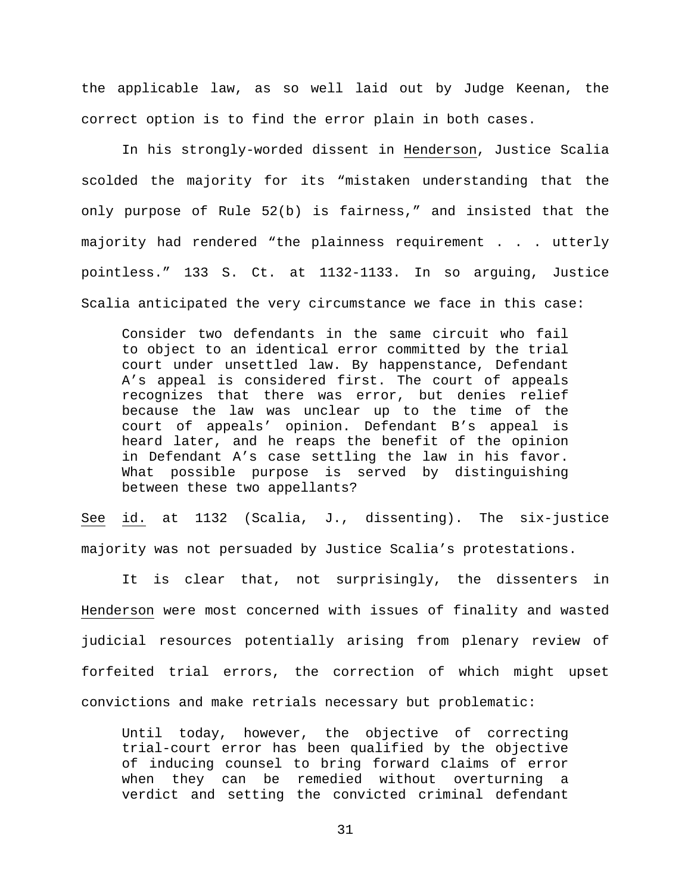the applicable law, as so well laid out by Judge Keenan, the correct option is to find the error plain in both cases.

In his strongly-worded dissent in Henderson, Justice Scalia scolded the majority for its "mistaken understanding that the only purpose of Rule 52(b) is fairness," and insisted that the majority had rendered "the plainness requirement . . . utterly pointless." 133 S. Ct. at 1132-1133. In so arguing, Justice Scalia anticipated the very circumstance we face in this case:

> Consider two defendants in the same circuit who fail to object to an identical error committed by the trial court under unsettled law. By happenstance, Defendant A's appeal is considered first. The court of appeals recognizes that there was error, but denies relief because the law was unclear up to the time of the court of appeals' opinion. Defendant B's appeal is heard later, and he reaps the benefit of the opinion in Defendant A's case settling the law in his favor. What possible purpose is served by distinguishing between these two appellants?

See id. at 1132 (Scalia, J., dissenting). The six-justice majority was not persuaded by Justice Scalia's protestations.

It is clear that, not surprisingly, the dissenters in Henderson were most concerned with issues of finality and wasted judicial resources potentially arising from plenary review of forfeited trial errors, the correction of which might upset convictions and make retrials necessary but problematic:

> Until today, however, the objective of correcting trial-court error has been qualified by the objective of inducing counsel to bring forward claims of error when they can be remedied without overturning a verdict and setting the convicted criminal defendant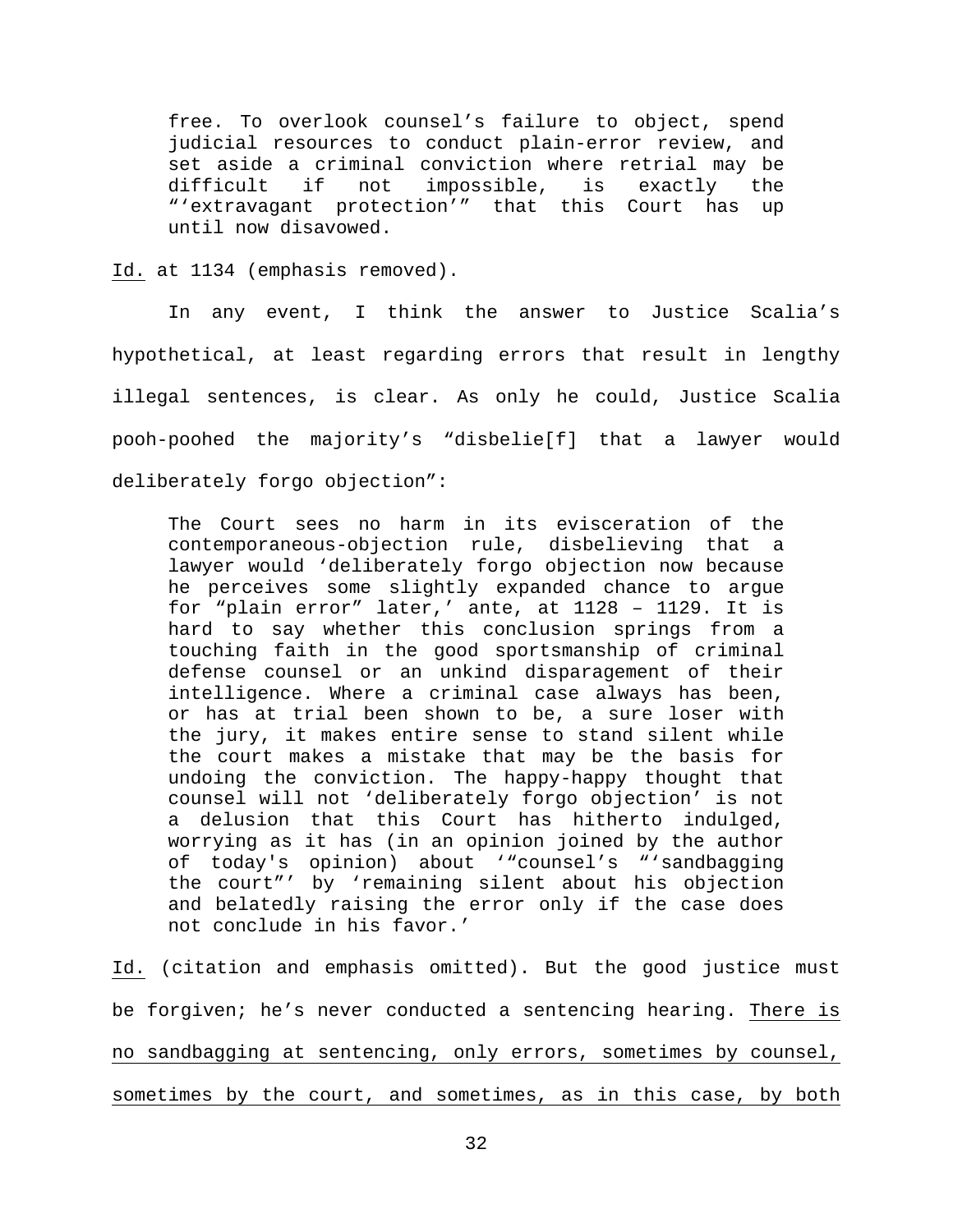> free. To overlook counsel's failure to object, spend judicial resources to conduct plain-error review, and set aside a criminal conviction where retrial may be difficult if not impossible, is exactly the "'extravagant protection'" that this Court has up until now disavowed.

Id. at 1134 (emphasis removed).

In any event, I think the answer to Justice Scalia's hypothetical, at least regarding errors that result in lengthy illegal sentences, is clear. As only he could, Justice Scalia pooh-poohed the majority's "disbelie[f] that a lawyer would deliberately forgo objection":

> The Court sees no harm in its evisceration of the contemporaneous-objection rule, disbelieving that a lawyer would 'deliberately forgo objection now because he perceives some slightly expanded chance to argue for "plain error" later,' ante, at 1128 – 1129. It is hard to say whether this conclusion springs from a touching faith in the good sportsmanship of criminal defense counsel or an unkind disparagement of their intelligence. Where a criminal case always has been, or has at trial been shown to be, a sure loser with the jury, it makes entire sense to stand silent while the court makes a mistake that may be the basis for undoing the conviction. The happy-happy thought that counsel will not 'deliberately forgo objection' is not a delusion that this Court has hitherto indulged, worrying as it has (in an opinion joined by the author of today's opinion) about '"counsel's "'sandbagging the court"' by 'remaining silent about his objection and belatedly raising the error only if the case does not conclude in his favor.'

Id. (citation and emphasis omitted). But the good justice must be forgiven; he's never conducted a sentencing hearing. <u>There is no sandbagging at sentencing, only errors, sometimes by counsel, sometimes by the court, and sometimes, as in this case, by both</u>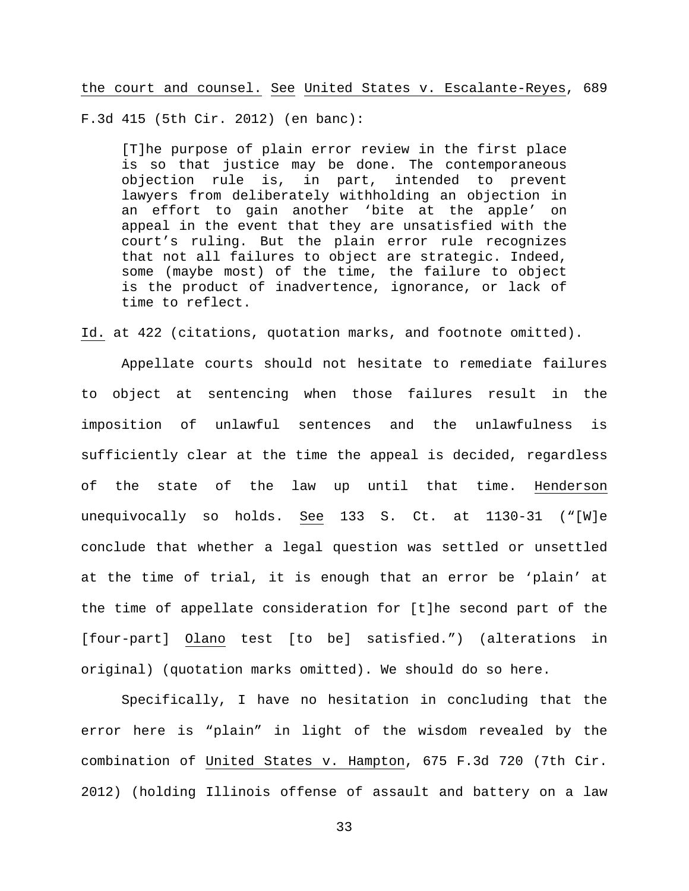the court and counsel. See United States v. Escalante-Reyes, 689 F.3d 415 (5th Cir. 2012) (en banc):

> [T]he purpose of plain error review in the first place is so that justice may be done. The contemporaneous objection rule is, in part, intended to prevent lawyers from deliberately withholding an objection in an effort to gain another 'bite at the apple' on appeal in the event that they are unsatisfied with the court's ruling. But the plain error rule recognizes that not all failures to object are strategic. Indeed, some (maybe most) of the time, the failure to object is the product of inadvertence, ignorance, or lack of time to reflect.

Id. at 422 (citations, quotation marks, and footnote omitted).

Appellate courts should not hesitate to remediate failures to object at sentencing when those failures result in the imposition of unlawful sentences and the unlawfulness is sufficiently clear at the time the appeal is decided, regardless of the state of the law up until that time. Henderson unequivocally so holds. See 133 S. Ct. at 1130-31 ("[W]e conclude that whether a legal question was settled or unsettled at the time of trial, it is enough that an error be 'plain' at the time of appellate consideration for [t]he second part of the [four-part] Olano test [to be] satisfied.") (alterations in original) (quotation marks omitted). We should do so here.

Specifically, I have no hesitation in concluding that the error here is "plain" in light of the wisdom revealed by the combination of United States v. Hampton, 675 F.3d 720 (7th Cir. 2012) (holding Illinois offense of assault and battery on a law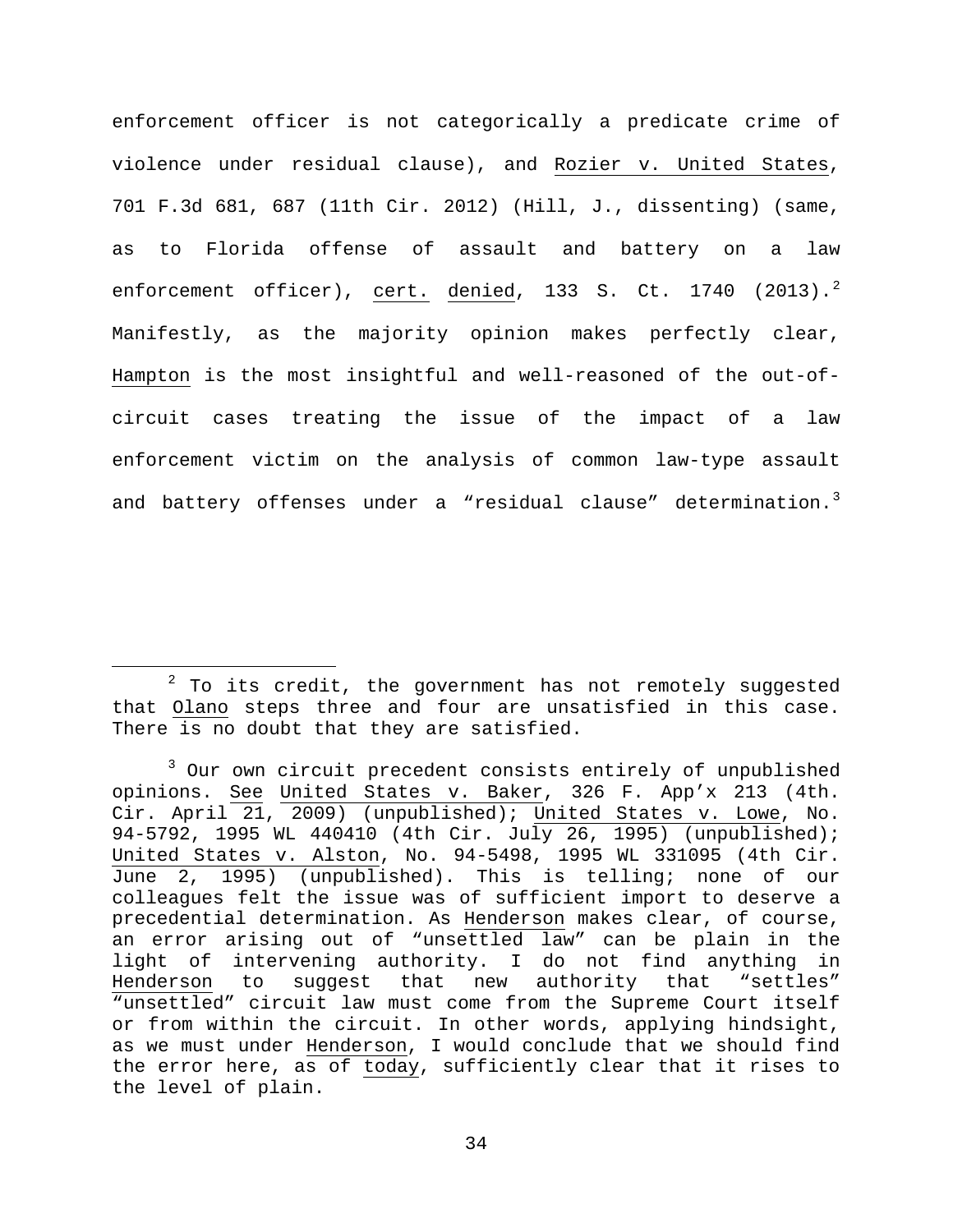enforcement officer is not categorically a predicate crime of violence under residual clause), and Rozier v. United States, 701 F.3d 681, 687 (11th Cir. 2012) (Hill, J., dissenting) (same, as to Florida offense of assault and battery on a law enforcement officer), cert. denied, 133 S. Ct. 1740 (2013).[2] Manifestly, as the majority opinion makes perfectly clear, Hampton is the most insightful and well-reasoned of the out-of-circuit cases treating the issue of the impact of a law enforcement victim on the analysis of common law-type assault and battery offenses under a "residual clause" determination.[3]

---

[2] To its credit, the government has not remotely suggested that Olano steps three and four are unsatisfied in this case. There is no doubt that they are satisfied.

[3] Our own circuit precedent consists entirely of unpublished opinions. See United States v. Baker, 326 F. App'x 213 (4th. Cir. April 21, 2009) (unpublished); United States v. Lowe, No. 94-5792, 1995 WL 440410 (4th Cir. July 26, 1995) (unpublished); United States v. Alston, No. 94-5498, 1995 WL 331095 (4th Cir. June 2, 1995) (unpublished). This is telling; none of our colleagues felt the issue was of sufficient import to deserve a precedential determination. As Henderson makes clear, of course, an error arising out of "unsettled law" can be plain in the light of intervening authority. I do not find anything in Henderson to suggest that new authority that "settles" "unsettled" circuit law must come from the Supreme Court itself or from within the circuit. In other words, applying hindsight, as we must under Henderson, I would conclude that we should find the error here, as of today, sufficiently clear that it rises to the level of plain.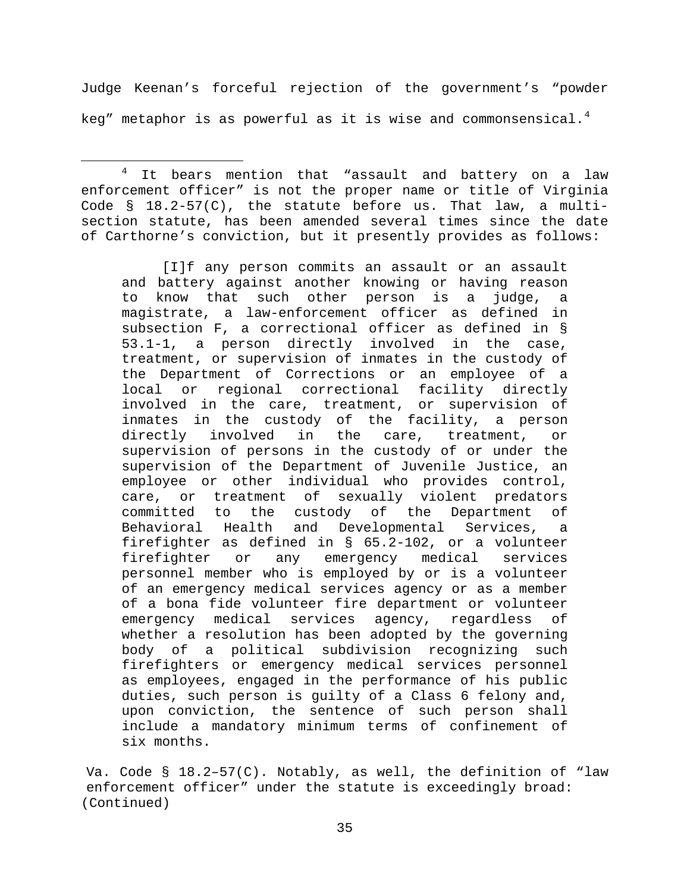Judge Keenan's forceful rejection of the government's "powder keg" metaphor is as powerful as it is wise and commonsensical.[4]

---

[4] It bears mention that "assault and battery on a law enforcement officer" is not the proper name or title of Virginia Code § 18.2-57(C), the statute before us. That law, a multi-section statute, has been amended several times since the date of Carthorne's conviction, but it presently provides as follows:

> [I]f any person commits an assault or an assault and battery against another knowing or having reason to know that such other person is a judge, a magistrate, a law-enforcement officer as defined in subsection F, a correctional officer as defined in § 53.1-1, a person directly involved in the case, treatment, or supervision of inmates in the custody of the Department of Corrections or an employee of a local or regional correctional facility directly involved in the care, treatment, or supervision of inmates in the custody of the facility, a person directly involved in the care, treatment, or supervision of persons in the custody of or under the supervision of the Department of Juvenile Justice, an employee or other individual who provides control, care, or treatment of sexually violent predators committed to the custody of the Department of Behavioral Health and Developmental Services, a firefighter as defined in § 65.2-102, or a volunteer firefighter or any emergency medical services personnel member who is employed by or is a volunteer of an emergency medical services agency or as a member of a bona fide volunteer fire department or volunteer emergency medical services agency, regardless of whether a resolution has been adopted by the governing body of a political subdivision recognizing such firefighters or emergency medical services personnel as employees, engaged in the performance of his public duties, such person is guilty of a Class 6 felony and, upon conviction, the sentence of such person shall include a mandatory minimum terms of confinement of six months.

Va. Code § 18.2–57(C). Notably, as well, the definition of "law enforcement officer" under the statute is exceedingly broad: (Continued)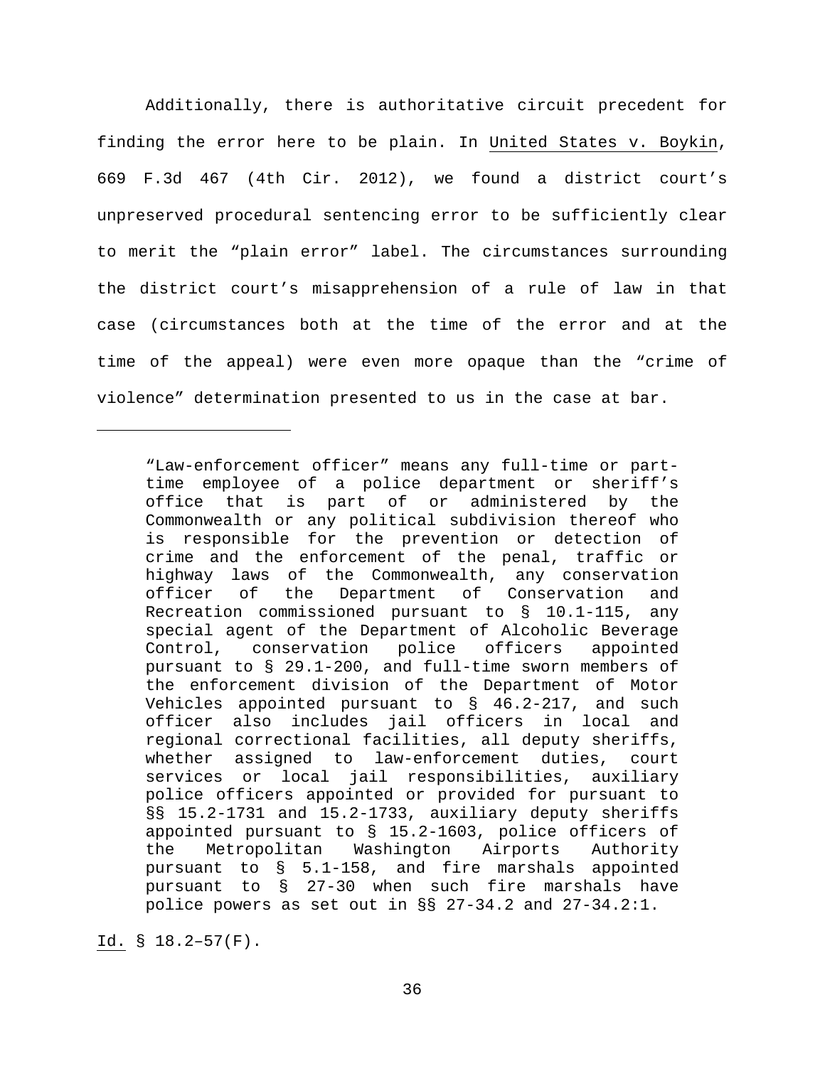Additionally, there is authoritative circuit precedent for finding the error here to be plain. In United States v. Boykin, 669 F.3d 467 (4th Cir. 2012), we found a district court's unpreserved procedural sentencing error to be sufficiently clear to merit the "plain error" label. The circumstances surrounding the district court's misapprehension of a rule of law in that case (circumstances both at the time of the error and at the time of the appeal) were even more opaque than the "crime of violence" determination presented to us in the case at bar.

---

> "Law-enforcement officer" means any full-time or part-time employee of a police department or sheriff's office that is part of or administered by the Commonwealth or any political subdivision thereof who is responsible for the prevention or detection of crime and the enforcement of the penal, traffic or highway laws of the Commonwealth, any conservation officer of the Department of Conservation and Recreation commissioned pursuant to § 10.1-115, any special agent of the Department of Alcoholic Beverage Control, conservation police officers appointed pursuant to § 29.1-200, and full-time sworn members of the enforcement division of the Department of Motor Vehicles appointed pursuant to § 46.2-217, and such officer also includes jail officers in local and regional correctional facilities, all deputy sheriffs, whether assigned to law-enforcement duties, court services or local jail responsibilities, auxiliary police officers appointed or provided for pursuant to §§ 15.2-1731 and 15.2-1733, auxiliary deputy sheriffs appointed pursuant to § 15.2-1603, police officers of the Metropolitan Washington Airports Authority pursuant to § 5.1-158, and fire marshals appointed pursuant to § 27-30 when such fire marshals have police powers as set out in §§ 27-34.2 and 27-34.2:1.

Id. § 18.2–57(F).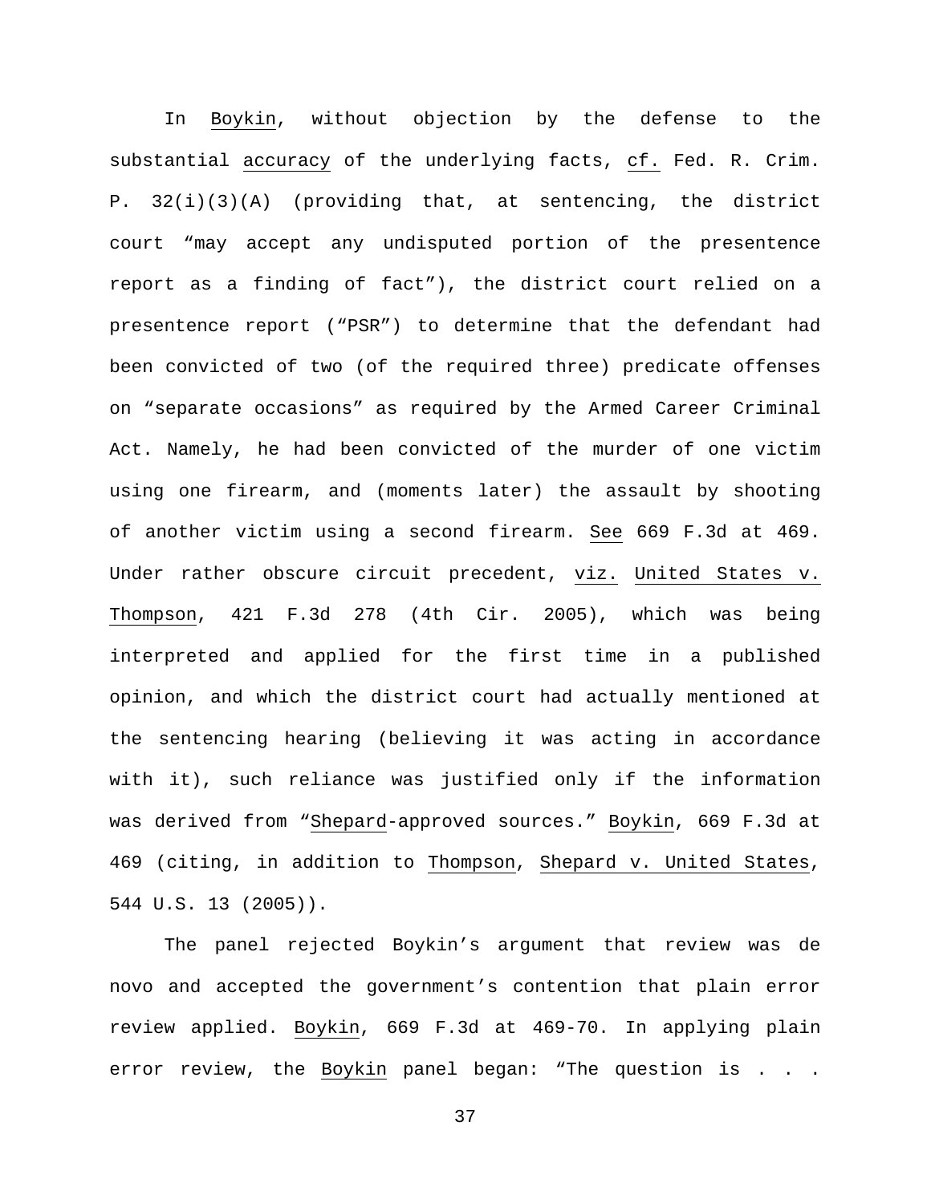In Boykin, without objection by the defense to the substantial accuracy of the underlying facts, cf. Fed. R. Crim. P. 32(i)(3)(A) (providing that, at sentencing, the district court "may accept any undisputed portion of the presentence report as a finding of fact"), the district court relied on a presentence report ("PSR") to determine that the defendant had been convicted of two (of the required three) predicate offenses on "separate occasions" as required by the Armed Career Criminal Act. Namely, he had been convicted of the murder of one victim using one firearm, and (moments later) the assault by shooting of another victim using a second firearm. See 669 F.3d at 469. Under rather obscure circuit precedent, viz. United States v. Thompson, 421 F.3d 278 (4th Cir. 2005), which was being interpreted and applied for the first time in a published opinion, and which the district court had actually mentioned at the sentencing hearing (believing it was acting in accordance with it), such reliance was justified only if the information was derived from "Shepard-approved sources." Boykin, 669 F.3d at 469 (citing, in addition to Thompson, Shepard v. United States, 544 U.S. 13 (2005)).

The panel rejected Boykin's argument that review was de novo and accepted the government's contention that plain error review applied. Boykin, 669 F.3d at 469-70. In applying plain error review, the Boykin panel began: "The question is . . .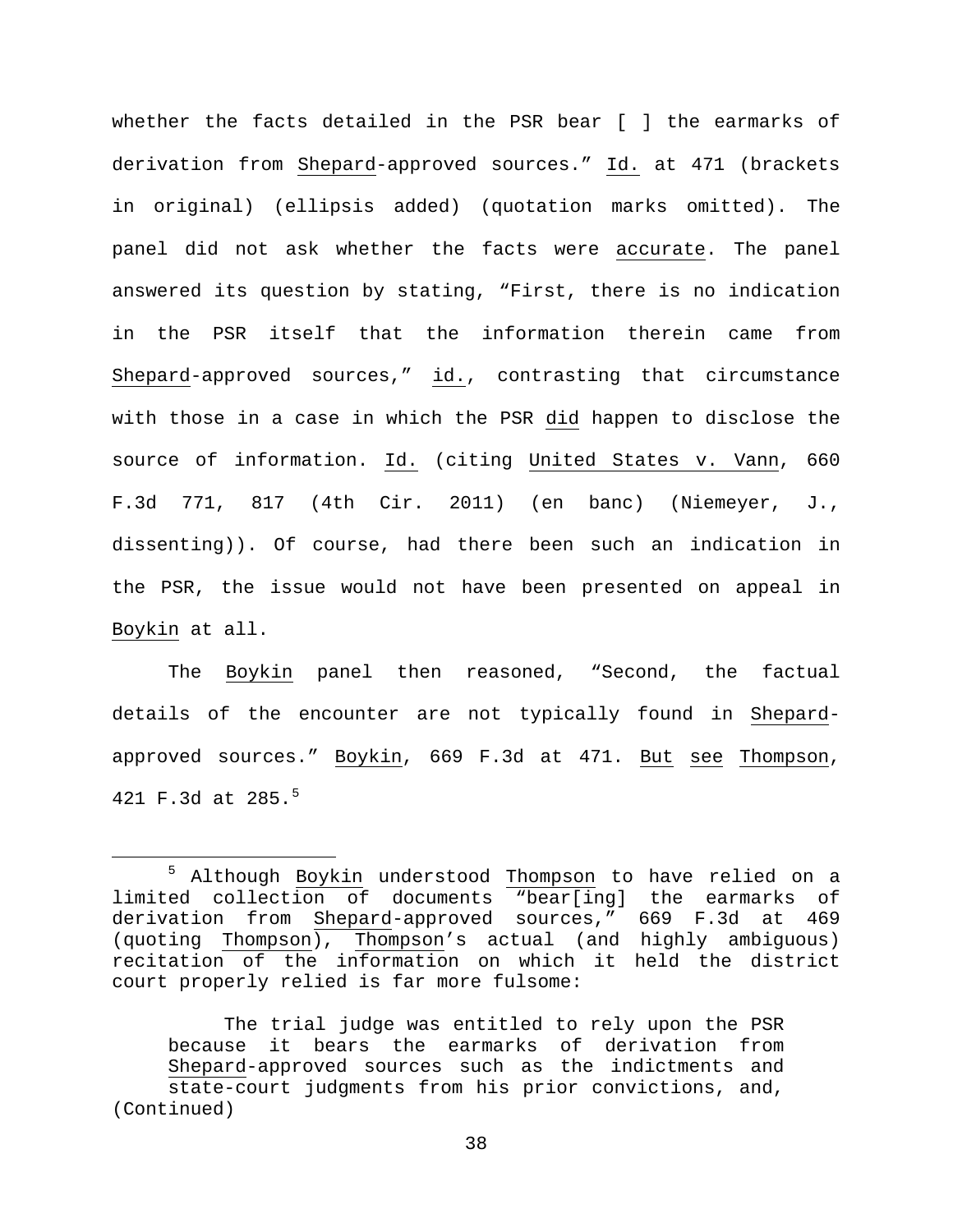whether the facts detailed in the PSR bear [ ] the earmarks of derivation from Shepard-approved sources." Id. at 471 (brackets in original) (ellipsis added) (quotation marks omitted). The panel did not ask whether the facts were accurate. The panel answered its question by stating, "First, there is no indication in the PSR itself that the information therein came from Shepard-approved sources," id., contrasting that circumstance with those in a case in which the PSR did happen to disclose the source of information. Id. (citing United States v. Vann, 660 F.3d 771, 817 (4th Cir. 2011) (en banc) (Niemeyer, J., dissenting)). Of course, had there been such an indication in the PSR, the issue would not have been presented on appeal in Boykin at all.

The Boykin panel then reasoned, "Second, the factual details of the encounter are not typically found in Shepard-approved sources." Boykin, 669 F.3d at 471. But see Thompson, 421 F.3d at 285.[5]

---

[5] Although Boykin understood Thompson to have relied on a limited collection of documents "bear[ing] the earmarks of derivation from Shepard-approved sources," 669 F.3d at 469 (quoting Thompson), Thompson's actual (and highly ambiguous) recitation of the information on which it held the district court properly relied is far more fulsome:

> The trial judge was entitled to rely upon the PSR because it bears the earmarks of derivation from Shepard-approved sources such as the indictments and state-court judgments from his prior convictions, and,

(Continued)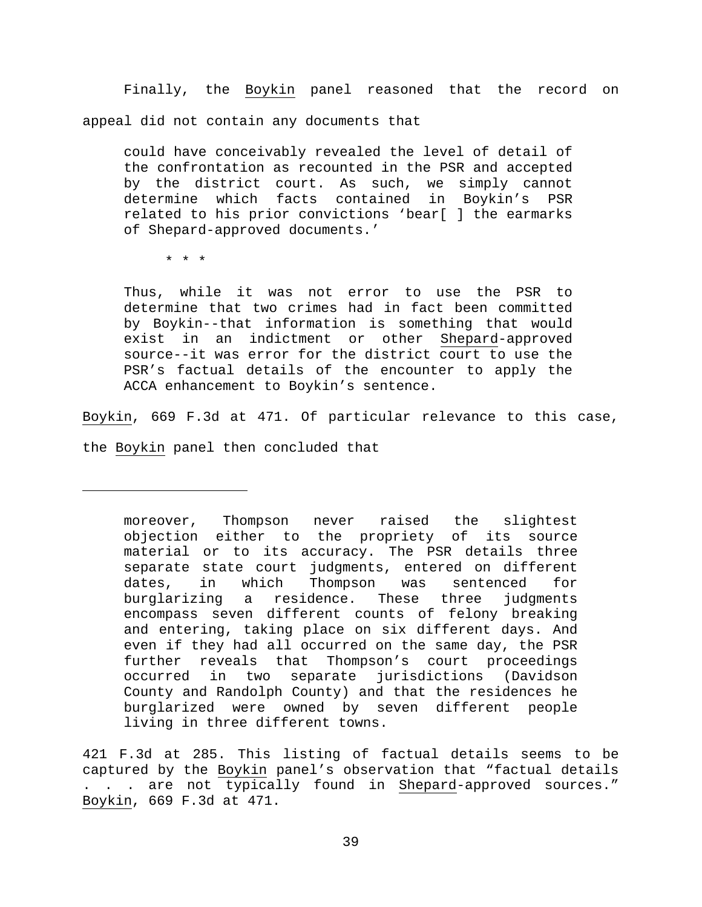Finally, the Boykin panel reasoned that the record on appeal did not contain any documents that

> could have conceivably revealed the level of detail of the confrontation as recounted in the PSR and accepted by the district court. As such, we simply cannot determine which facts contained in Boykin's PSR related to his prior convictions 'bear[ ] the earmarks of Shepard-approved documents.'
>
> * * *
>
> Thus, while it was not error to use the PSR to determine that two crimes had in fact been committed by Boykin--that information is something that would exist in an indictment or other Shepard-approved source--it was error for the district court to use the PSR's factual details of the encounter to apply the ACCA enhancement to Boykin's sentence.

Boykin, 669 F.3d at 471. Of particular relevance to this case, the Boykin panel then concluded that

---

> moreover, Thompson never raised the slightest objection either to the propriety of its source material or to its accuracy. The PSR details three separate state court judgments, entered on different dates, in which Thompson was sentenced for burglarizing a residence. These three judgments encompass seven different counts of felony breaking and entering, taking place on six different days. And even if they had all occurred on the same day, the PSR further reveals that Thompson's court proceedings occurred in two separate jurisdictions (Davidson County and Randolph County) and that the residences he burglarized were owned by seven different people living in three different towns.

421 F.3d at 285. This listing of factual details seems to be captured by the Boykin panel's observation that "factual details . . . are not typically found in Shepard-approved sources." Boykin, 669 F.3d at 471.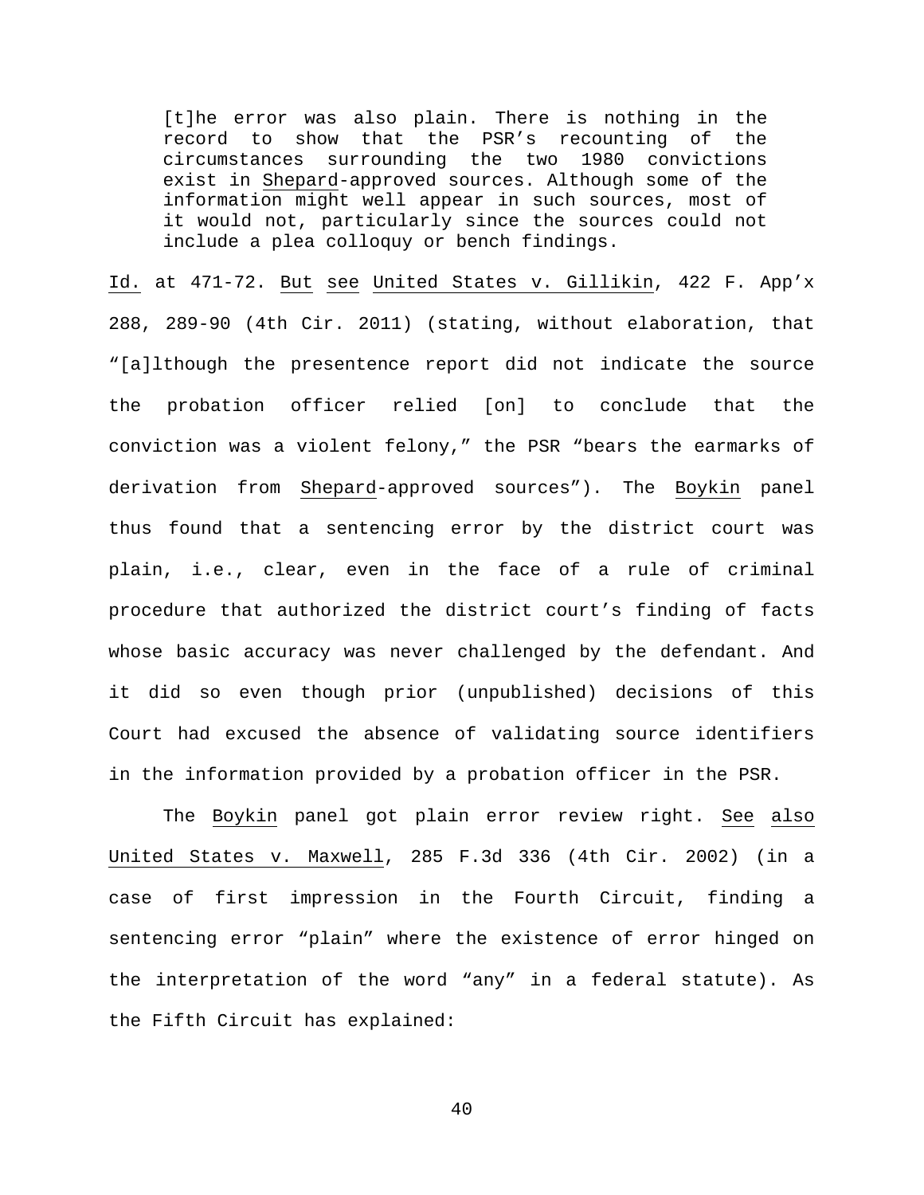> [t]he error was also plain. There is nothing in the record to show that the PSR's recounting of the circumstances surrounding the two 1980 convictions exist in Shepard-approved sources. Although some of the information might well appear in such sources, most of it would not, particularly since the sources could not include a plea colloquy or bench findings.

Id. at 471-72. But see United States v. Gillikin, 422 F. App'x 288, 289-90 (4th Cir. 2011) (stating, without elaboration, that "[a]lthough the presentence report did not indicate the source the probation officer relied [on] to conclude that the conviction was a violent felony," the PSR "bears the earmarks of derivation from Shepard-approved sources"). The Boykin panel thus found that a sentencing error by the district court was plain, i.e., clear, even in the face of a rule of criminal procedure that authorized the district court's finding of facts whose basic accuracy was never challenged by the defendant. And it did so even though prior (unpublished) decisions of this Court had excused the absence of validating source identifiers in the information provided by a probation officer in the PSR.

The Boykin panel got plain error review right. See also United States v. Maxwell, 285 F.3d 336 (4th Cir. 2002) (in a case of first impression in the Fourth Circuit, finding a sentencing error "plain" where the existence of error hinged on the interpretation of the word "any" in a federal statute). As the Fifth Circuit has explained: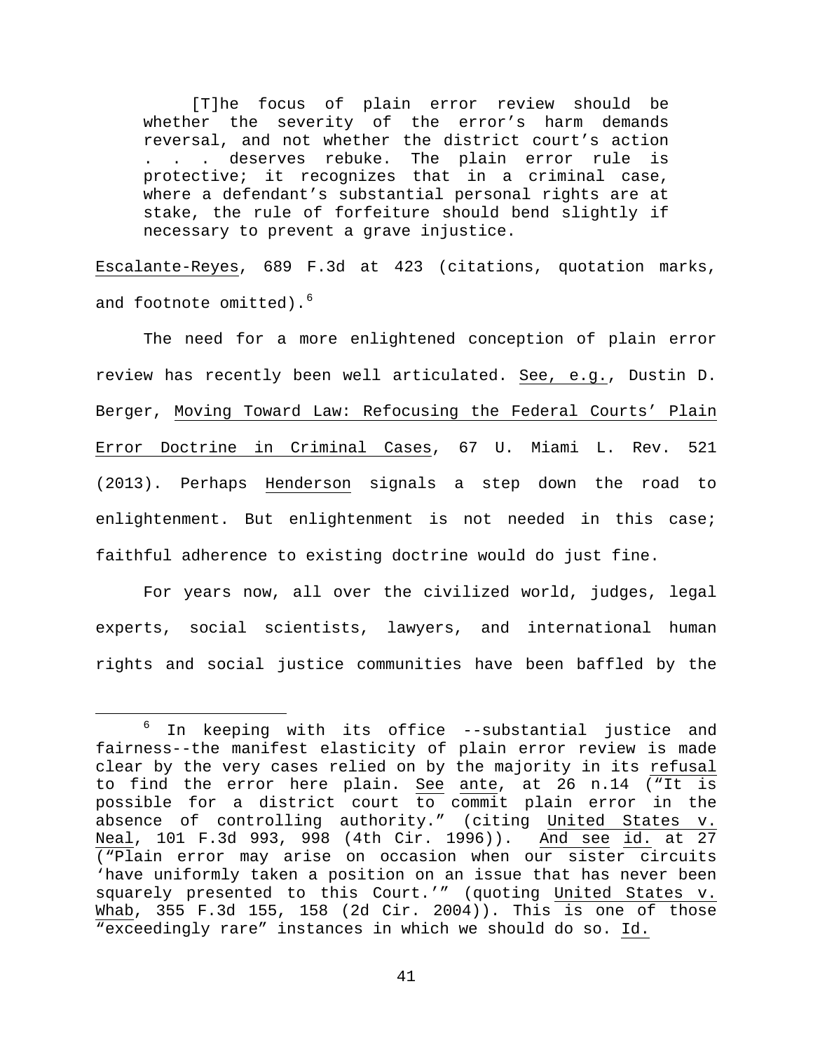> [T]he focus of plain error review should be whether the severity of the error's harm demands reversal, and not whether the district court's action . . . deserves rebuke. The plain error rule is protective; it recognizes that in a criminal case, where a defendant's substantial personal rights are at stake, the rule of forfeiture should bend slightly if necessary to prevent a grave injustice.

Escalante-Reyes, 689 F.3d at 423 (citations, quotation marks, and footnote omitted).[6]

The need for a more enlightened conception of plain error review has recently been well articulated. See, e.g., Dustin D. Berger, Moving Toward Law: Refocusing the Federal Courts' Plain Error Doctrine in Criminal Cases, 67 U. Miami L. Rev. 521 (2013). Perhaps Henderson signals a step down the road to enlightenment. But enlightenment is not needed in this case; faithful adherence to existing doctrine would do just fine.

For years now, all over the civilized world, judges, legal experts, social scientists, lawyers, and international human rights and social justice communities have been baffled by the

---

[6] In keeping with its office --substantial justice and fairness--the manifest elasticity of plain error review is made clear by the very cases relied on by the majority in its refusal to find the error here plain. See ante, at 26 n.14 ("It is possible for a district court to commit plain error in the absence of controlling authority." (citing United States v. Neal, 101 F.3d 993, 998 (4th Cir. 1996)). And see id. at 27 ("Plain error may arise on occasion when our sister circuits 'have uniformly taken a position on an issue that has never been squarely presented to this Court.'" (quoting United States v. Whab, 355 F.3d 155, 158 (2d Cir. 2004)). This is one of those "exceedingly rare" instances in which we should do so. Id.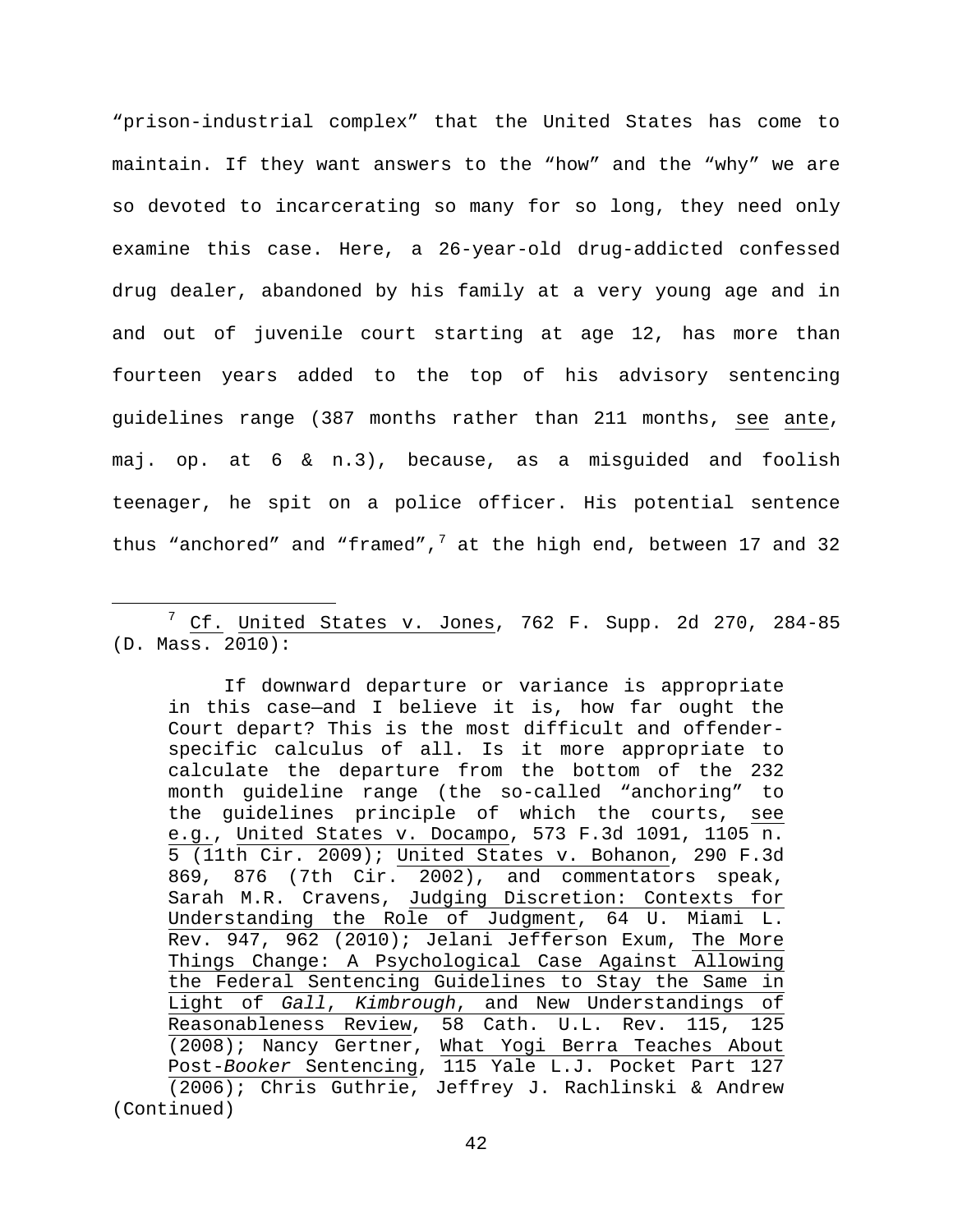"prison-industrial complex" that the United States has come to maintain. If they want answers to the "how" and the "why" we are so devoted to incarcerating so many for so long, they need only examine this case. Here, a 26-year-old drug-addicted confessed drug dealer, abandoned by his family at a very young age and in and out of juvenile court starting at age 12, has more than fourteen years added to the top of his advisory sentencing guidelines range (387 months rather than 211 months, see ante, maj. op. at 6 & n.3), because, as a misguided and foolish teenager, he spit on a police officer. His potential sentence thus "anchored" and "framed",[7] at the high end, between 17 and 32

---

[7] Cf. United States v. Jones, 762 F. Supp. 2d 270, 284-85 (D. Mass. 2010):

> If downward departure or variance is appropriate in this case—and I believe it is, how far ought the Court depart? This is the most difficult and offender-specific calculus of all. Is it more appropriate to calculate the departure from the bottom of the 232 month guideline range (the so-called "anchoring" to the guidelines principle of which the courts, see e.g., United States v. Docampo, 573 F.3d 1091, 1105 n. 5 (11th Cir. 2009); United States v. Bohanon, 290 F.3d 869, 876 (7th Cir. 2002), and commentators speak, Sarah M.R. Cravens, Judging Discretion: Contexts for Understanding the Role of Judgment, 64 U. Miami L. Rev. 947, 962 (2010); Jelani Jefferson Exum, The More Things Change: A Psychological Case Against Allowing the Federal Sentencing Guidelines to Stay the Same in Light of *Gall*, *Kimbrough*, and New Understandings of Reasonableness Review, 58 Cath. U.L. Rev. 115, 125 (2008); Nancy Gertner, What Yogi Berra Teaches About Post-*Booker* Sentencing, 115 Yale L.J. Pocket Part 127 (2006); Chris Guthrie, Jeffrey J. Rachlinski & Andrew

(Continued)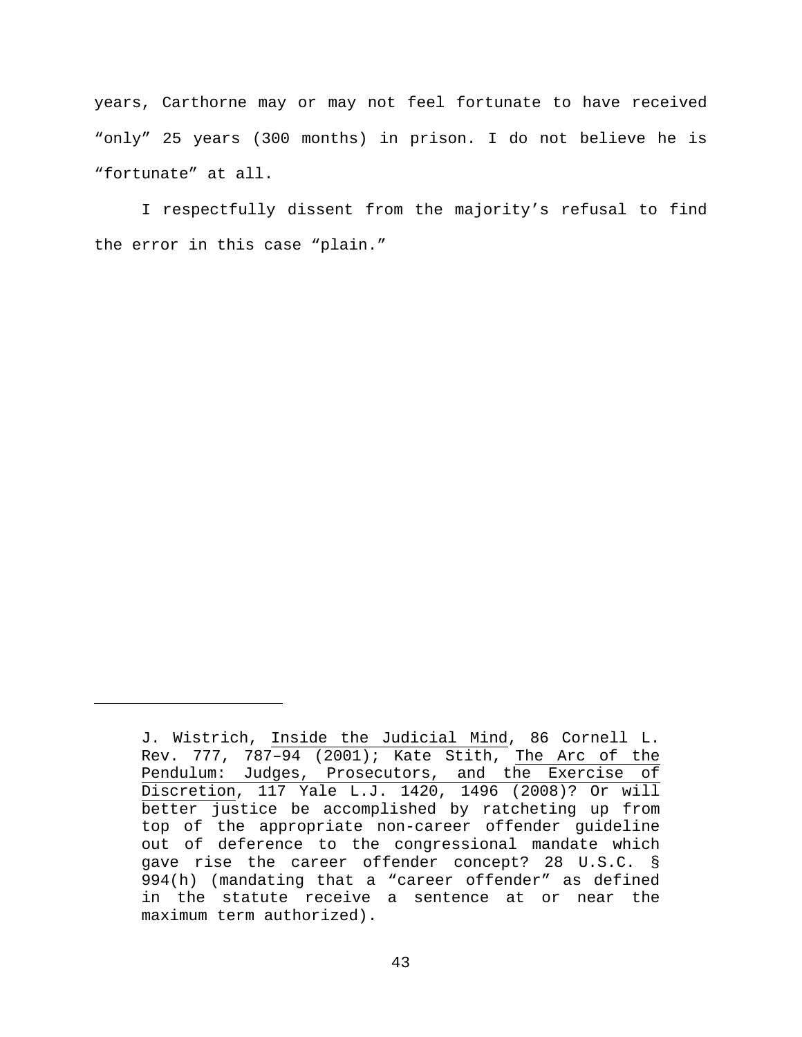years, Carthorne may or may not feel fortunate to have received "only" 25 years (300 months) in prison. I do not believe he is "fortunate" at all.

I respectfully dissent from the majority's refusal to find the error in this case "plain."

---

J. Wistrich, Inside the Judicial Mind, 86 Cornell L. Rev. 777, 787–94 (2001); Kate Stith, The Arc of the Pendulum: Judges, Prosecutors, and the Exercise of Discretion, 117 Yale L.J. 1420, 1496 (2008)? Or will better justice be accomplished by ratcheting up from top of the appropriate non-career offender guideline out of deference to the congressional mandate which gave rise the career offender concept? 28 U.S.C. § 994(h) (mandating that a "career offender" as defined in the statute receive a sentence at or near the maximum term authorized).